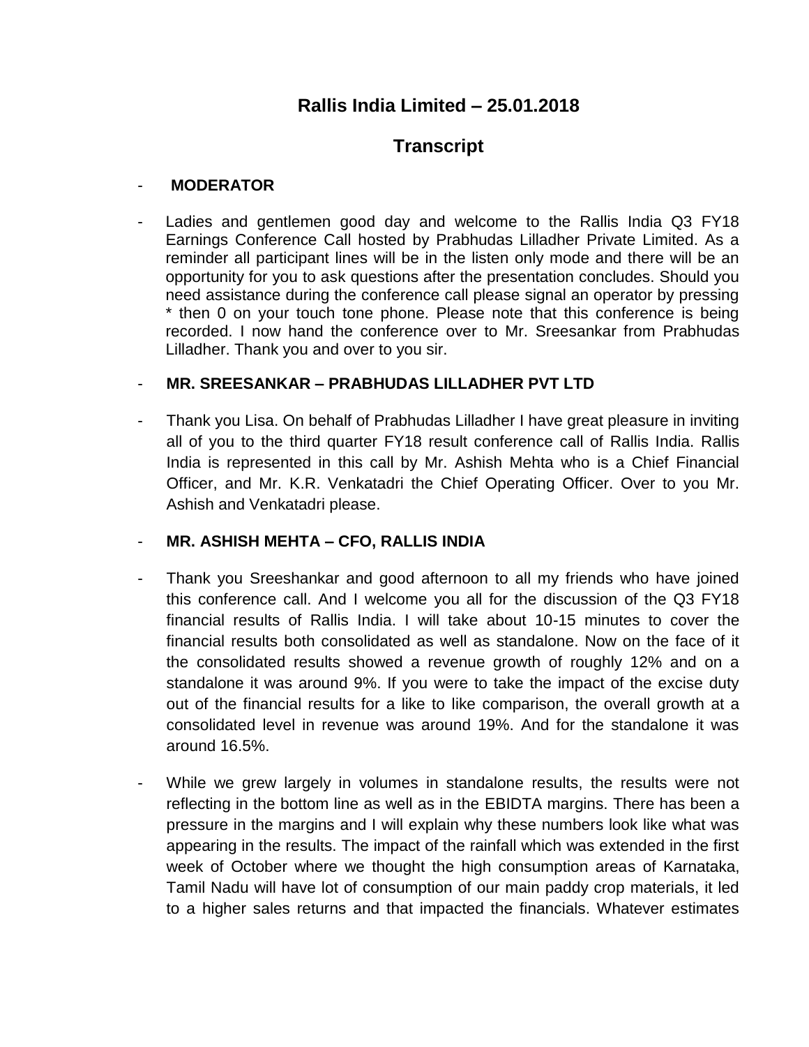# Rallis India Limited – 25.01.2018

## Transcript

- **MODERATOR**

- Ladies and gentlemen good day and welcome to the Rallis India Q3 FY18 Earnings Conference Call hosted by Prabhudas Lilladher Private Limited. As a reminder all participant lines will be in the listen only mode and there will be an opportunity for you to ask questions after the presentation concludes. Should you need assistance during the conference call please signal an operator by pressing * then 0 on your touch tone phone. Please note that this conference is being recorded. I now hand the conference over to Mr. Sreesankar from Prabhudas Lilladher. Thank you and over to you sir.

- **MR. SREESANKAR – PRABHUDAS LILLADHER PVT LTD**

- Thank you Lisa. On behalf of Prabhudas Lilladher I have great pleasure in inviting all of you to the third quarter FY18 result conference call of Rallis India. Rallis India is represented in this call by Mr. Ashish Mehta who is a Chief Financial Officer, and Mr. K.R. Venkatadri the Chief Operating Officer. Over to you Mr. Ashish and Venkatadri please.

- **MR. ASHISH MEHTA – CFO, RALLIS INDIA**

- Thank you Sreeshankar and good afternoon to all my friends who have joined this conference call. And I welcome you all for the discussion of the Q3 FY18 financial results of Rallis India. I will take about 10-15 minutes to cover the financial results both consolidated as well as standalone. Now on the face of it the consolidated results showed a revenue growth of roughly 12% and on a standalone it was around 9%. If you were to take the impact of the excise duty out of the financial results for a like to like comparison, the overall growth at a consolidated level in revenue was around 19%. And for the standalone it was around 16.5%.

- While we grew largely in volumes in standalone results, the results were not reflecting in the bottom line as well as in the EBIDTA margins. There has been a pressure in the margins and I will explain why these numbers look like what was appearing in the results. The impact of the rainfall which was extended in the first week of October where we thought the high consumption areas of Karnataka, Tamil Nadu will have lot of consumption of our main paddy crop materials, it led to a higher sales returns and that impacted the financials. Whatever estimates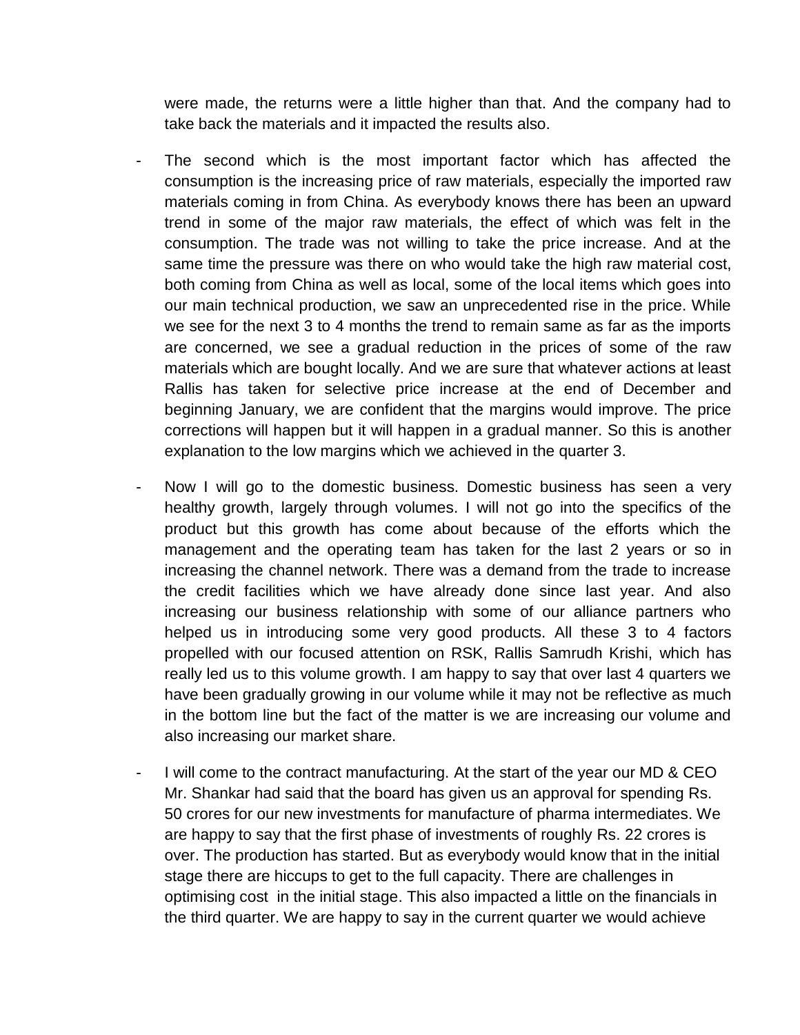were made, the returns were a little higher than that. And the company had to take back the materials and it impacted the results also.

- The second which is the most important factor which has affected the consumption is the increasing price of raw materials, especially the imported raw materials coming in from China. As everybody knows there has been an upward trend in some of the major raw materials, the effect of which was felt in the consumption. The trade was not willing to take the price increase. And at the same time the pressure was there on who would take the high raw material cost, both coming from China as well as local, some of the local items which goes into our main technical production, we saw an unprecedented rise in the price. While we see for the next 3 to 4 months the trend to remain same as far as the imports are concerned, we see a gradual reduction in the prices of some of the raw materials which are bought locally. And we are sure that whatever actions at least Rallis has taken for selective price increase at the end of December and beginning January, we are confident that the margins would improve. The price corrections will happen but it will happen in a gradual manner. So this is another explanation to the low margins which we achieved in the quarter 3.

- Now I will go to the domestic business. Domestic business has seen a very healthy growth, largely through volumes. I will not go into the specifics of the product but this growth has come about because of the efforts which the management and the operating team has taken for the last 2 years or so in increasing the channel network. There was a demand from the trade to increase the credit facilities which we have already done since last year. And also increasing our business relationship with some of our alliance partners who helped us in introducing some very good products. All these 3 to 4 factors propelled with our focused attention on RSK, Rallis Samrudh Krishi, which has really led us to this volume growth. I am happy to say that over last 4 quarters we have been gradually growing in our volume while it may not be reflective as much in the bottom line but the fact of the matter is we are increasing our volume and also increasing our market share.

- I will come to the contract manufacturing. At the start of the year our MD & CEO Mr. Shankar had said that the board has given us an approval for spending Rs. 50 crores for our new investments for manufacture of pharma intermediates. We are happy to say that the first phase of investments of roughly Rs. 22 crores is over. The production has started. But as everybody would know that in the initial stage there are hiccups to get to the full capacity. There are challenges in optimising cost in the initial stage. This also impacted a little on the financials in the third quarter. We are happy to say in the current quarter we would achieve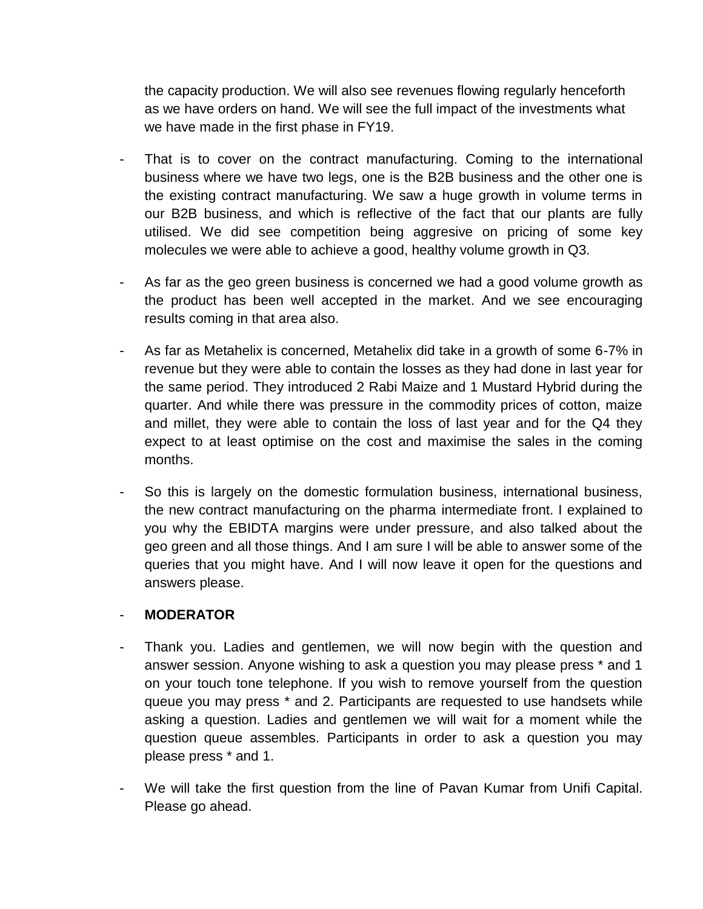the capacity production. We will also see revenues flowing regularly henceforth as we have orders on hand. We will see the full impact of the investments what we have made in the first phase in FY19.

- That is to cover on the contract manufacturing. Coming to the international business where we have two legs, one is the B2B business and the other one is the existing contract manufacturing. We saw a huge growth in volume terms in our B2B business, and which is reflective of the fact that our plants are fully utilised. We did see competition being aggresive on pricing of some key molecules we were able to achieve a good, healthy volume growth in Q3.

- As far as the geo green business is concerned we had a good volume growth as the product has been well accepted in the market. And we see encouraging results coming in that area also.

- As far as Metahelix is concerned, Metahelix did take in a growth of some 6-7% in revenue but they were able to contain the losses as they had done in last year for the same period. They introduced 2 Rabi Maize and 1 Mustard Hybrid during the quarter. And while there was pressure in the commodity prices of cotton, maize and millet, they were able to contain the loss of last year and for the Q4 they expect to at least optimise on the cost and maximise the sales in the coming months.

- So this is largely on the domestic formulation business, international business, the new contract manufacturing on the pharma intermediate front. I explained to you why the EBIDTA margins were under pressure, and also talked about the geo green and all those things. And I am sure I will be able to answer some of the queries that you might have. And I will now leave it open for the questions and answers please.

- **MODERATOR**

- Thank you. Ladies and gentlemen, we will now begin with the question and answer session. Anyone wishing to ask a question you may please press * and 1 on your touch tone telephone. If you wish to remove yourself from the question queue you may press * and 2. Participants are requested to use handsets while asking a question. Ladies and gentlemen we will wait for a moment while the question queue assembles. Participants in order to ask a question you may please press * and 1.

- We will take the first question from the line of Pavan Kumar from Unifi Capital. Please go ahead.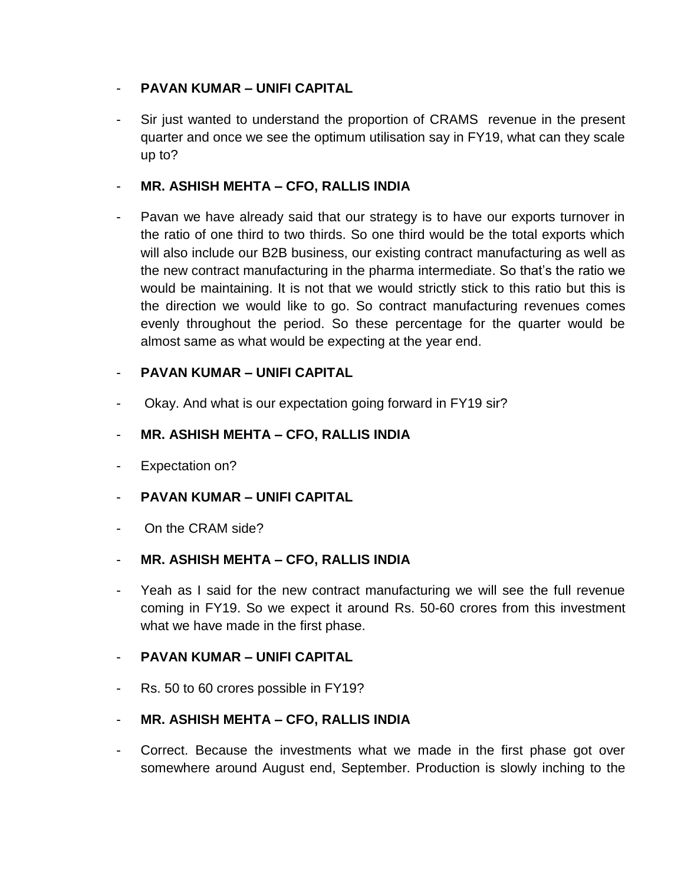- **PAVAN KUMAR – UNIFI CAPITAL**

- Sir just wanted to understand the proportion of CRAMS revenue in the present quarter and once we see the optimum utilisation say in FY19, what can they scale up to?

- **MR. ASHISH MEHTA – CFO, RALLIS INDIA**

- Pavan we have already said that our strategy is to have our exports turnover in the ratio of one third to two thirds. So one third would be the total exports which will also include our B2B business, our existing contract manufacturing as well as the new contract manufacturing in the pharma intermediate. So that's the ratio we would be maintaining. It is not that we would strictly stick to this ratio but this is the direction we would like to go. So contract manufacturing revenues comes evenly throughout the period. So these percentage for the quarter would be almost same as what would be expecting at the year end.

- **PAVAN KUMAR – UNIFI CAPITAL**

- Okay. And what is our expectation going forward in FY19 sir?

- **MR. ASHISH MEHTA – CFO, RALLIS INDIA**

- Expectation on?

- **PAVAN KUMAR – UNIFI CAPITAL**

- On the CRAM side?

- **MR. ASHISH MEHTA – CFO, RALLIS INDIA**

- Yeah as I said for the new contract manufacturing we will see the full revenue coming in FY19. So we expect it around Rs. 50-60 crores from this investment what we have made in the first phase.

- **PAVAN KUMAR – UNIFI CAPITAL**

- Rs. 50 to 60 crores possible in FY19?

- **MR. ASHISH MEHTA – CFO, RALLIS INDIA**

- Correct. Because the investments what we made in the first phase got over somewhere around August end, September. Production is slowly inching to the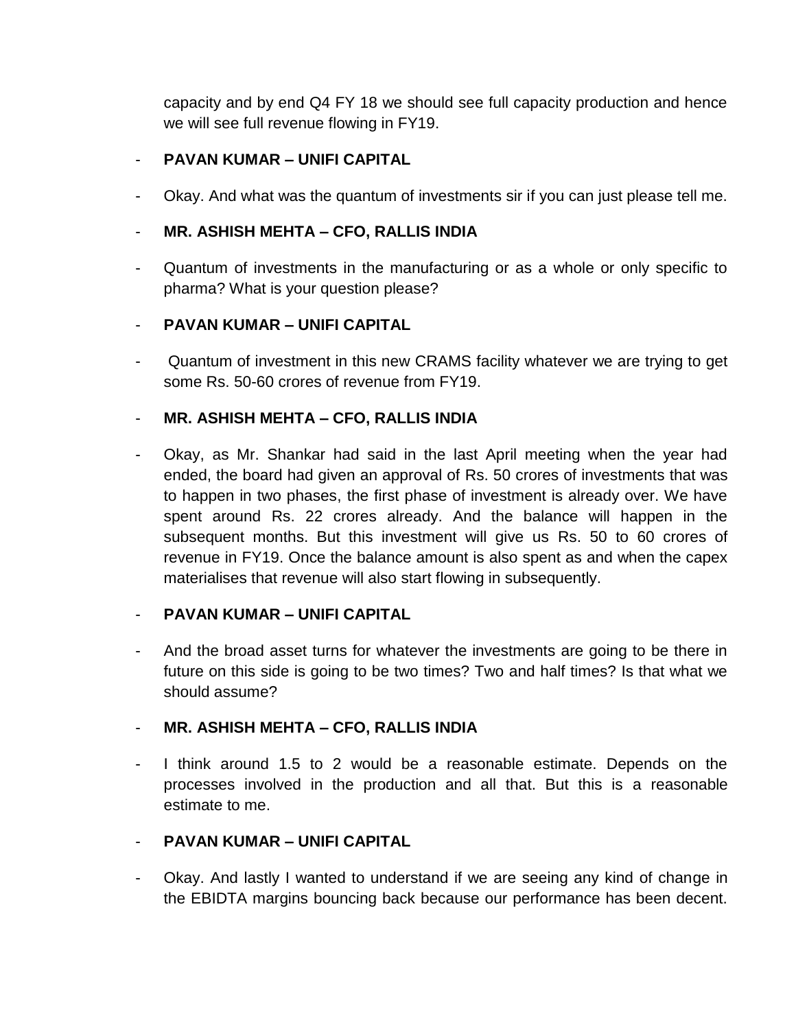capacity and by end Q4 FY 18 we should see full capacity production and hence we will see full revenue flowing in FY19.

- **PAVAN KUMAR – UNIFI CAPITAL**

- Okay. And what was the quantum of investments sir if you can just please tell me.

- **MR. ASHISH MEHTA – CFO, RALLIS INDIA**

- Quantum of investments in the manufacturing or as a whole or only specific to pharma? What is your question please?

- **PAVAN KUMAR – UNIFI CAPITAL**

- Quantum of investment in this new CRAMS facility whatever we are trying to get some Rs. 50-60 crores of revenue from FY19.

- **MR. ASHISH MEHTA – CFO, RALLIS INDIA**

- Okay, as Mr. Shankar had said in the last April meeting when the year had ended, the board had given an approval of Rs. 50 crores of investments that was to happen in two phases, the first phase of investment is already over. We have spent around Rs. 22 crores already. And the balance will happen in the subsequent months. But this investment will give us Rs. 50 to 60 crores of revenue in FY19. Once the balance amount is also spent as and when the capex materialises that revenue will also start flowing in subsequently.

- **PAVAN KUMAR – UNIFI CAPITAL**

- And the broad asset turns for whatever the investments are going to be there in future on this side is going to be two times? Two and half times? Is that what we should assume?

- **MR. ASHISH MEHTA – CFO, RALLIS INDIA**

- I think around 1.5 to 2 would be a reasonable estimate. Depends on the processes involved in the production and all that. But this is a reasonable estimate to me.

- **PAVAN KUMAR – UNIFI CAPITAL**

- Okay. And lastly I wanted to understand if we are seeing any kind of change in the EBIDTA margins bouncing back because our performance has been decent.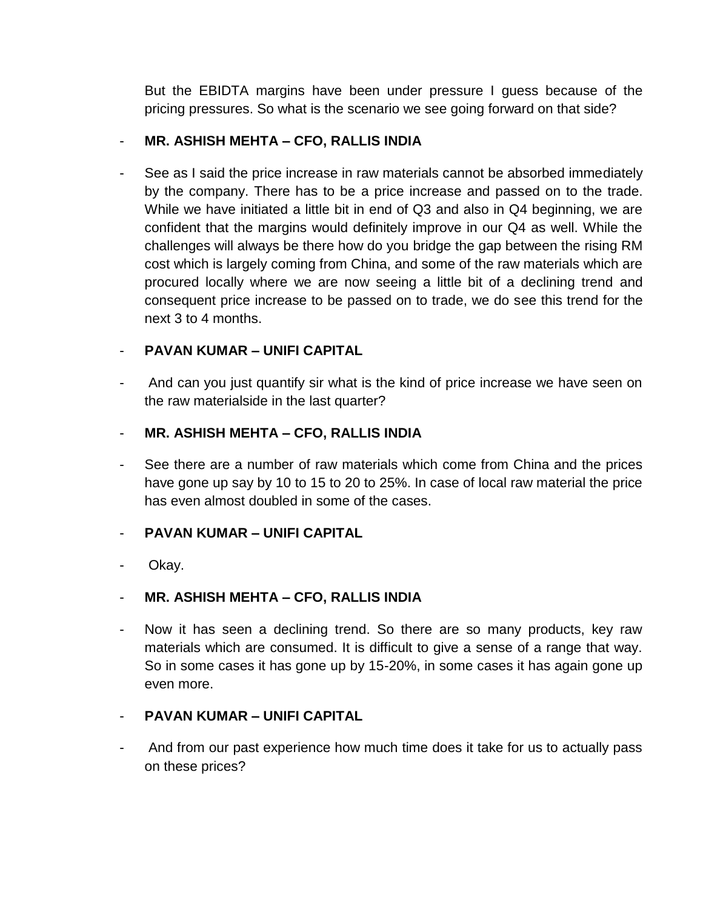But the EBIDTA margins have been under pressure I guess because of the pricing pressures. So what is the scenario we see going forward on that side?

- **MR. ASHISH MEHTA – CFO, RALLIS INDIA**

- See as I said the price increase in raw materials cannot be absorbed immediately by the company. There has to be a price increase and passed on to the trade. While we have initiated a little bit in end of Q3 and also in Q4 beginning, we are confident that the margins would definitely improve in our Q4 as well. While the challenges will always be there how do you bridge the gap between the rising RM cost which is largely coming from China, and some of the raw materials which are procured locally where we are now seeing a little bit of a declining trend and consequent price increase to be passed on to trade, we do see this trend for the next 3 to 4 months.

- **PAVAN KUMAR – UNIFI CAPITAL**

- And can you just quantify sir what is the kind of price increase we have seen on the raw materialside in the last quarter?

- **MR. ASHISH MEHTA – CFO, RALLIS INDIA**

- See there are a number of raw materials which come from China and the prices have gone up say by 10 to 15 to 20 to 25%. In case of local raw material the price has even almost doubled in some of the cases.

- **PAVAN KUMAR – UNIFI CAPITAL**

- Okay.

- **MR. ASHISH MEHTA – CFO, RALLIS INDIA**

- Now it has seen a declining trend. So there are so many products, key raw materials which are consumed. It is difficult to give a sense of a range that way. So in some cases it has gone up by 15-20%, in some cases it has again gone up even more.

- **PAVAN KUMAR – UNIFI CAPITAL**

- And from our past experience how much time does it take for us to actually pass on these prices?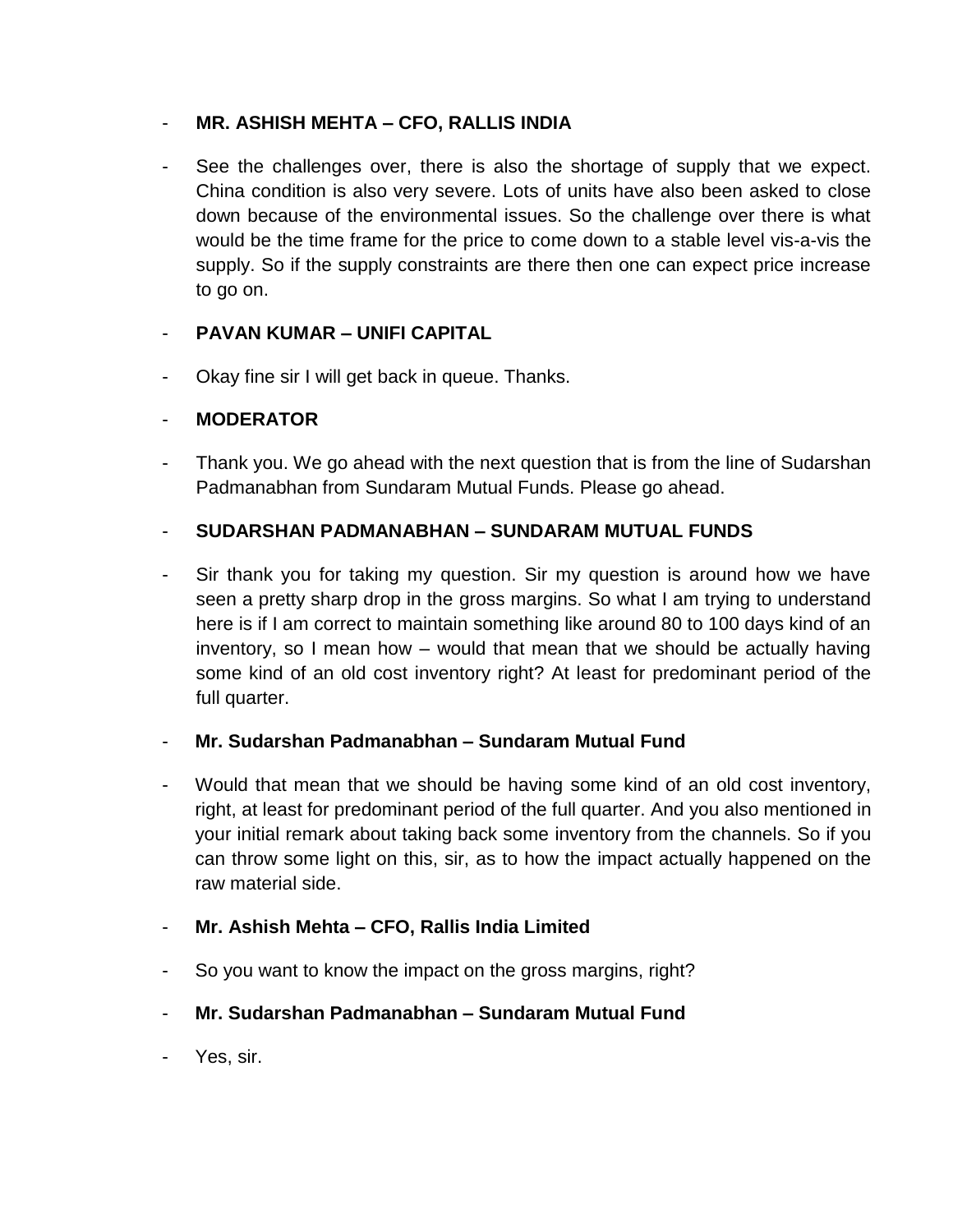- **MR. ASHISH MEHTA – CFO, RALLIS INDIA**

- See the challenges over, there is also the shortage of supply that we expect. China condition is also very severe. Lots of units have also been asked to close down because of the environmental issues. So the challenge over there is what would be the time frame for the price to come down to a stable level vis-a-vis the supply. So if the supply constraints are there then one can expect price increase to go on.

- **PAVAN KUMAR – UNIFI CAPITAL**

- Okay fine sir I will get back in queue. Thanks.

- **MODERATOR**

- Thank you. We go ahead with the next question that is from the line of Sudarshan Padmanabhan from Sundaram Mutual Funds. Please go ahead.

- **SUDARSHAN PADMANABHAN – SUNDARAM MUTUAL FUNDS**

- Sir thank you for taking my question. Sir my question is around how we have seen a pretty sharp drop in the gross margins. So what I am trying to understand here is if I am correct to maintain something like around 80 to 100 days kind of an inventory, so I mean how – would that mean that we should be actually having some kind of an old cost inventory right? At least for predominant period of the full quarter.

- **Mr. Sudarshan Padmanabhan – Sundaram Mutual Fund**

- Would that mean that we should be having some kind of an old cost inventory, right, at least for predominant period of the full quarter. And you also mentioned in your initial remark about taking back some inventory from the channels. So if you can throw some light on this, sir, as to how the impact actually happened on the raw material side.

- **Mr. Ashish Mehta – CFO, Rallis India Limited**

- So you want to know the impact on the gross margins, right?

- **Mr. Sudarshan Padmanabhan – Sundaram Mutual Fund**

- Yes, sir.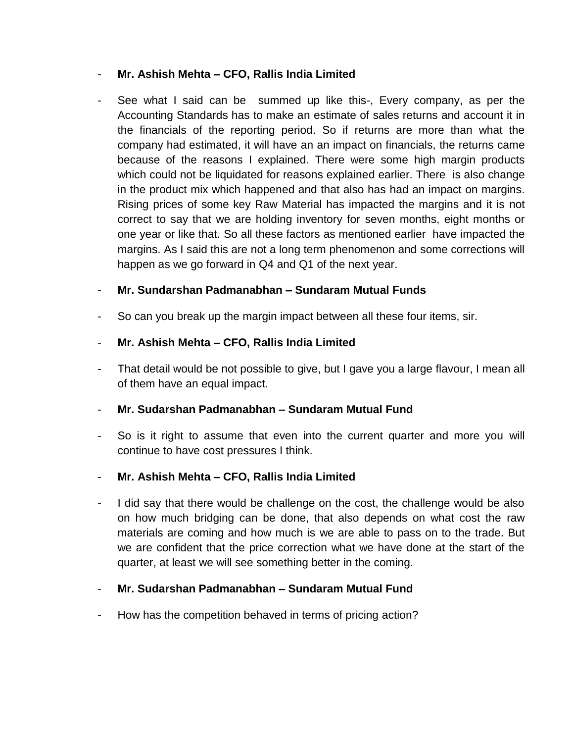- **Mr. Ashish Mehta – CFO, Rallis India Limited**

- See what I said can be summed up like this-, Every company, as per the Accounting Standards has to make an estimate of sales returns and account it in the financials of the reporting period. So if returns are more than what the company had estimated, it will have an an impact on financials, the returns came because of the reasons I explained. There were some high margin products which could not be liquidated for reasons explained earlier. There is also change in the product mix which happened and that also has had an impact on margins. Rising prices of some key Raw Material has impacted the margins and it is not correct to say that we are holding inventory for seven months, eight months or one year or like that. So all these factors as mentioned earlier have impacted the margins. As I said this are not a long term phenomenon and some corrections will happen as we go forward in Q4 and Q1 of the next year.

- **Mr. Sundarshan Padmanabhan – Sundaram Mutual Funds**

- So can you break up the margin impact between all these four items, sir.

- **Mr. Ashish Mehta – CFO, Rallis India Limited**

- That detail would be not possible to give, but I gave you a large flavour, I mean all of them have an equal impact.

- **Mr. Sudarshan Padmanabhan – Sundaram Mutual Fund**

- So is it right to assume that even into the current quarter and more you will continue to have cost pressures I think.

- **Mr. Ashish Mehta – CFO, Rallis India Limited**

- I did say that there would be challenge on the cost, the challenge would be also on how much bridging can be done, that also depends on what cost the raw materials are coming and how much is we are able to pass on to the trade. But we are confident that the price correction what we have done at the start of the quarter, at least we will see something better in the coming.

- **Mr. Sudarshan Padmanabhan – Sundaram Mutual Fund**

- How has the competition behaved in terms of pricing action?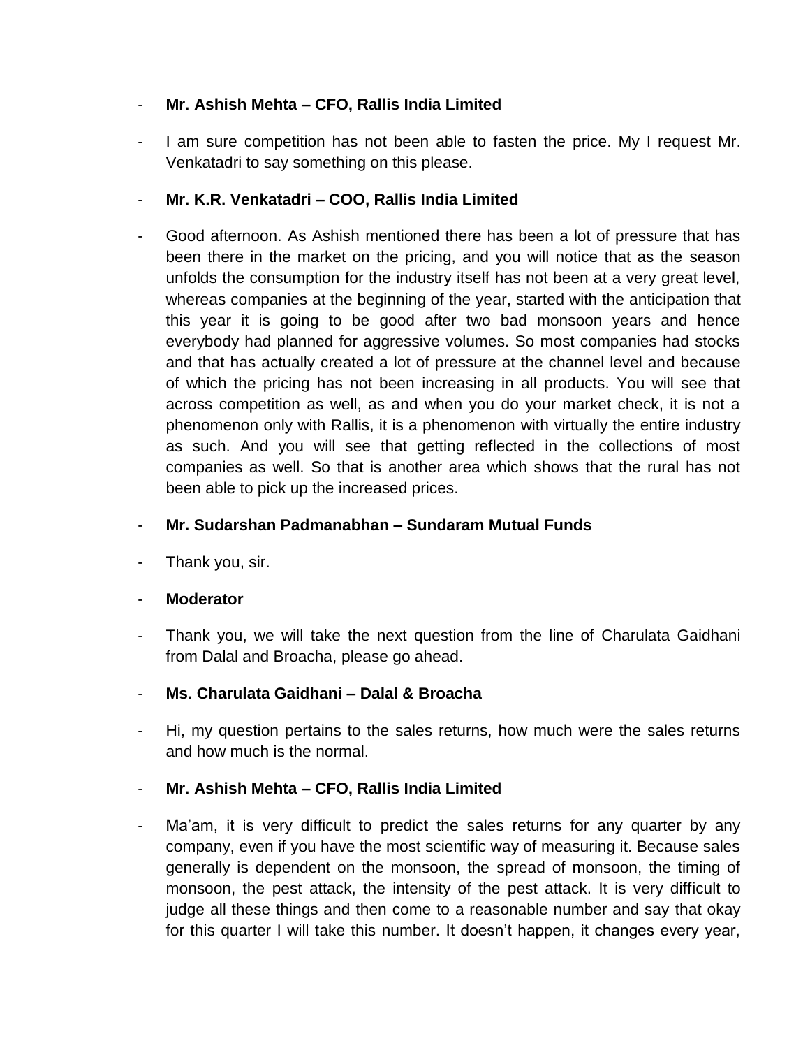- **Mr. Ashish Mehta – CFO, Rallis India Limited**

- I am sure competition has not been able to fasten the price. My I request Mr. Venkatadri to say something on this please.

- **Mr. K.R. Venkatadri – COO, Rallis India Limited**

- Good afternoon. As Ashish mentioned there has been a lot of pressure that has been there in the market on the pricing, and you will notice that as the season unfolds the consumption for the industry itself has not been at a very great level, whereas companies at the beginning of the year, started with the anticipation that this year it is going to be good after two bad monsoon years and hence everybody had planned for aggressive volumes. So most companies had stocks and that has actually created a lot of pressure at the channel level and because of which the pricing has not been increasing in all products. You will see that across competition as well, as and when you do your market check, it is not a phenomenon only with Rallis, it is a phenomenon with virtually the entire industry as such. And you will see that getting reflected in the collections of most companies as well. So that is another area which shows that the rural has not been able to pick up the increased prices.

- **Mr. Sudarshan Padmanabhan – Sundaram Mutual Funds**

- Thank you, sir.

- **Moderator**

- Thank you, we will take the next question from the line of Charulata Gaidhani from Dalal and Broacha, please go ahead.

- **Ms. Charulata Gaidhani – Dalal & Broacha**

- Hi, my question pertains to the sales returns, how much were the sales returns and how much is the normal.

- **Mr. Ashish Mehta – CFO, Rallis India Limited**

- Ma'am, it is very difficult to predict the sales returns for any quarter by any company, even if you have the most scientific way of measuring it. Because sales generally is dependent on the monsoon, the spread of monsoon, the timing of monsoon, the pest attack, the intensity of the pest attack. It is very difficult to judge all these things and then come to a reasonable number and say that okay for this quarter I will take this number. It doesn't happen, it changes every year,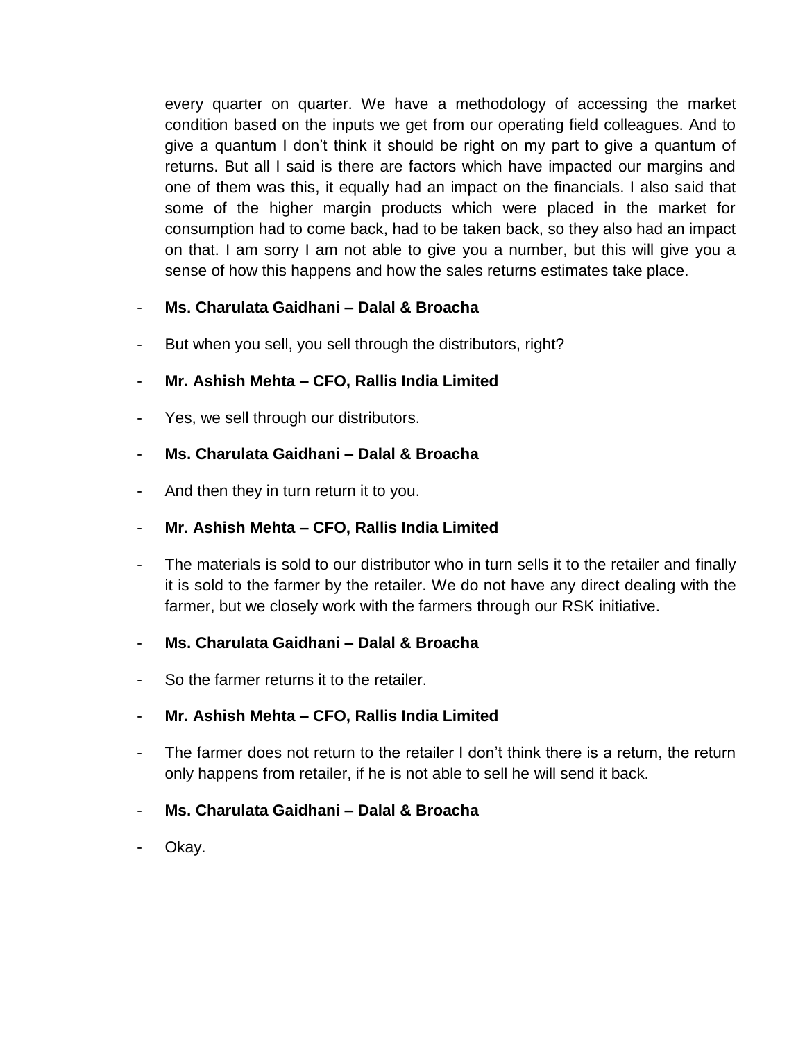every quarter on quarter. We have a methodology of accessing the market condition based on the inputs we get from our operating field colleagues. And to give a quantum I don't think it should be right on my part to give a quantum of returns. But all I said is there are factors which have impacted our margins and one of them was this, it equally had an impact on the financials. I also said that some of the higher margin products which were placed in the market for consumption had to come back, had to be taken back, so they also had an impact on that. I am sorry I am not able to give you a number, but this will give you a sense of how this happens and how the sales returns estimates take place.

- **Ms. Charulata Gaidhani – Dalal & Broacha**
- But when you sell, you sell through the distributors, right?
- **Mr. Ashish Mehta – CFO, Rallis India Limited**
- Yes, we sell through our distributors.
- **Ms. Charulata Gaidhani – Dalal & Broacha**
- And then they in turn return it to you.
- **Mr. Ashish Mehta – CFO, Rallis India Limited**
- The materials is sold to our distributor who in turn sells it to the retailer and finally it is sold to the farmer by the retailer. We do not have any direct dealing with the farmer, but we closely work with the farmers through our RSK initiative.
- **Ms. Charulata Gaidhani – Dalal & Broacha**
- So the farmer returns it to the retailer.
- **Mr. Ashish Mehta – CFO, Rallis India Limited**
- The farmer does not return to the retailer I don't think there is a return, the return only happens from retailer, if he is not able to sell he will send it back.
- **Ms. Charulata Gaidhani – Dalal & Broacha**
- Okay.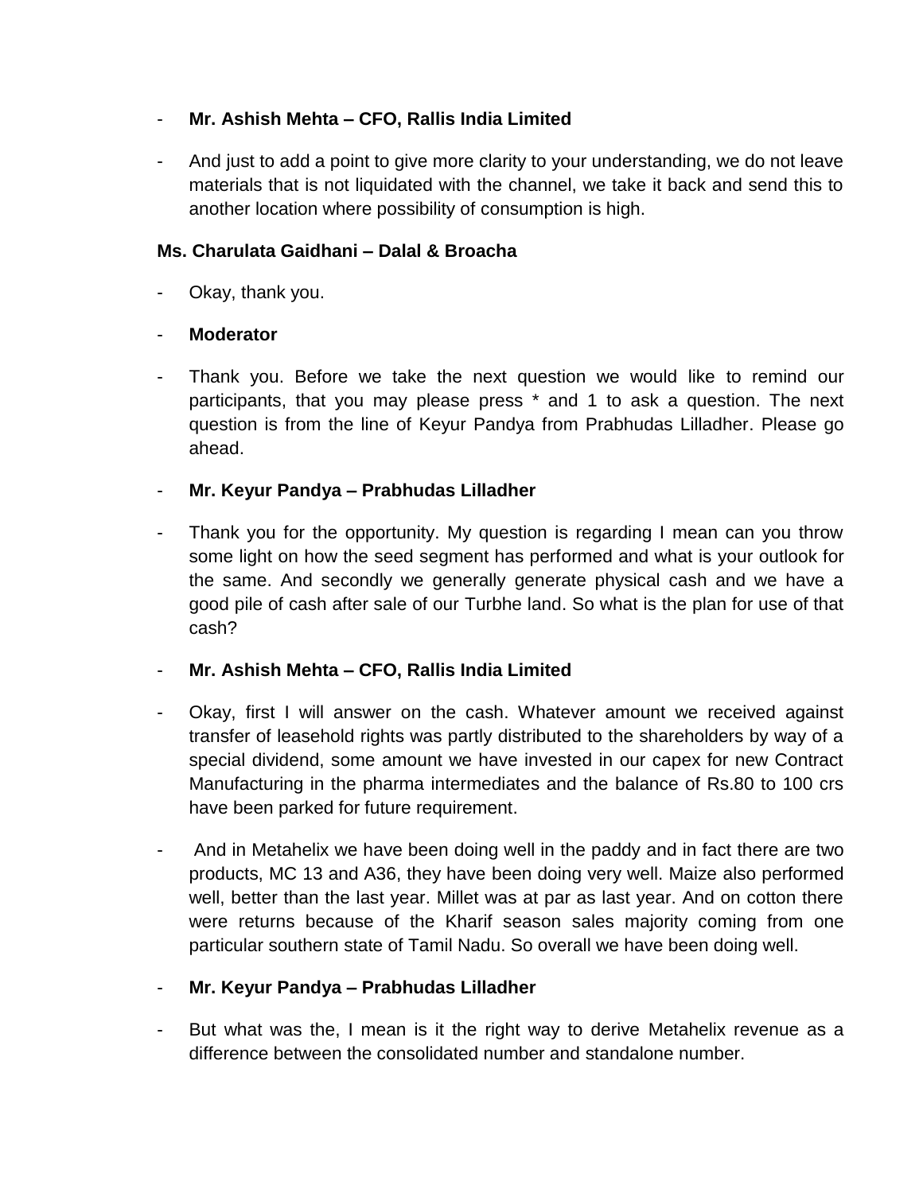- **Mr. Ashish Mehta – CFO, Rallis India Limited**

- And just to add a point to give more clarity to your understanding, we do not leave materials that is not liquidated with the channel, we take it back and send this to another location where possibility of consumption is high.

**Ms. Charulata Gaidhani – Dalal & Broacha**

- Okay, thank you.

- **Moderator**

- Thank you. Before we take the next question we would like to remind our participants, that you may please press * and 1 to ask a question. The next question is from the line of Keyur Pandya from Prabhudas Lilladher. Please go ahead.

- **Mr. Keyur Pandya – Prabhudas Lilladher**

- Thank you for the opportunity. My question is regarding I mean can you throw some light on how the seed segment has performed and what is your outlook for the same. And secondly we generally generate physical cash and we have a good pile of cash after sale of our Turbhe land. So what is the plan for use of that cash?

- **Mr. Ashish Mehta – CFO, Rallis India Limited**

- Okay, first I will answer on the cash. Whatever amount we received against transfer of leasehold rights was partly distributed to the shareholders by way of a special dividend, some amount we have invested in our capex for new Contract Manufacturing in the pharma intermediates and the balance of Rs.80 to 100 crs have been parked for future requirement.

- And in Metahelix we have been doing well in the paddy and in fact there are two products, MC 13 and A36, they have been doing very well. Maize also performed well, better than the last year. Millet was at par as last year. And on cotton there were returns because of the Kharif season sales majority coming from one particular southern state of Tamil Nadu. So overall we have been doing well.

- **Mr. Keyur Pandya – Prabhudas Lilladher**

- But what was the, I mean is it the right way to derive Metahelix revenue as a difference between the consolidated number and standalone number.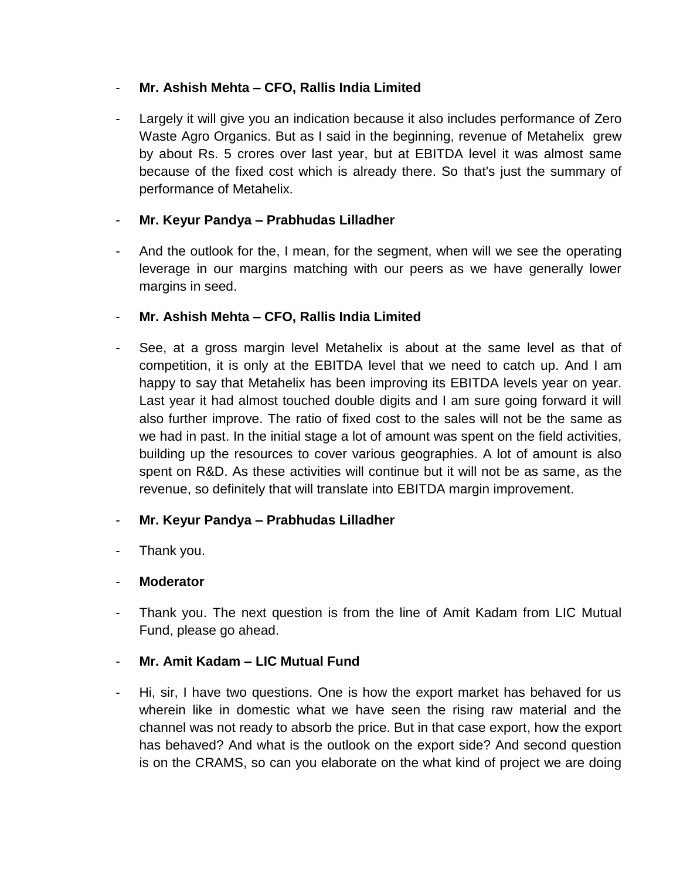- **Mr. Ashish Mehta – CFO, Rallis India Limited**

- Largely it will give you an indication because it also includes performance of Zero Waste Agro Organics. But as I said in the beginning, revenue of Metahelix grew by about Rs. 5 crores over last year, but at EBITDA level it was almost same because of the fixed cost which is already there. So that's just the summary of performance of Metahelix.

- **Mr. Keyur Pandya – Prabhudas Lilladher**

- And the outlook for the, I mean, for the segment, when will we see the operating leverage in our margins matching with our peers as we have generally lower margins in seed.

- **Mr. Ashish Mehta – CFO, Rallis India Limited**

- See, at a gross margin level Metahelix is about at the same level as that of competition, it is only at the EBITDA level that we need to catch up. And I am happy to say that Metahelix has been improving its EBITDA levels year on year. Last year it had almost touched double digits and I am sure going forward it will also further improve. The ratio of fixed cost to the sales will not be the same as we had in past. In the initial stage a lot of amount was spent on the field activities, building up the resources to cover various geographies. A lot of amount is also spent on R&D. As these activities will continue but it will not be as same, as the revenue, so definitely that will translate into EBITDA margin improvement.

- **Mr. Keyur Pandya – Prabhudas Lilladher**

- Thank you.

- **Moderator**

- Thank you. The next question is from the line of Amit Kadam from LIC Mutual Fund, please go ahead.

- **Mr. Amit Kadam – LIC Mutual Fund**

- Hi, sir, I have two questions. One is how the export market has behaved for us wherein like in domestic what we have seen the rising raw material and the channel was not ready to absorb the price. But in that case export, how the export has behaved? And what is the outlook on the export side? And second question is on the CRAMS, so can you elaborate on the what kind of project we are doing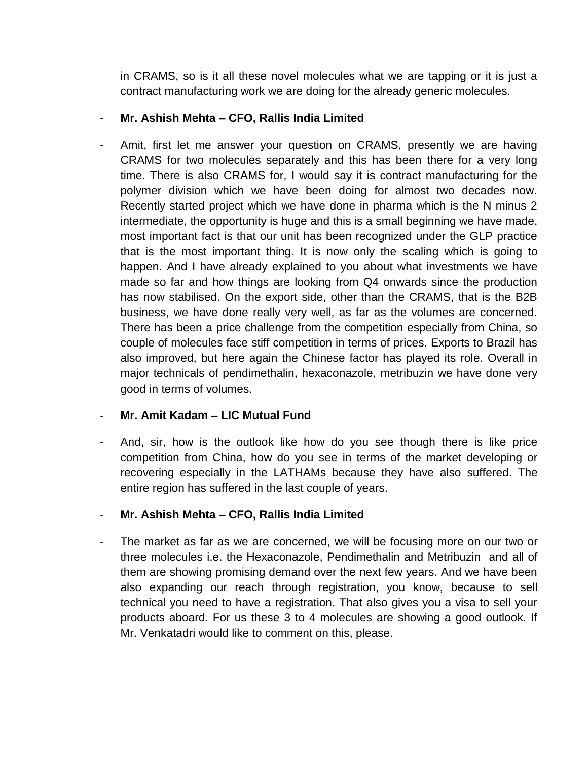in CRAMS, so is it all these novel molecules what we are tapping or it is just a contract manufacturing work we are doing for the already generic molecules.

- **Mr. Ashish Mehta – CFO, Rallis India Limited**

- Amit, first let me answer your question on CRAMS, presently we are having CRAMS for two molecules separately and this has been there for a very long time. There is also CRAMS for, I would say it is contract manufacturing for the polymer division which we have been doing for almost two decades now. Recently started project which we have done in pharma which is the N minus 2 intermediate, the opportunity is huge and this is a small beginning we have made, most important fact is that our unit has been recognized under the GLP practice that is the most important thing. It is now only the scaling which is going to happen. And I have already explained to you about what investments we have made so far and how things are looking from Q4 onwards since the production has now stabilised. On the export side, other than the CRAMS, that is the B2B business, we have done really very well, as far as the volumes are concerned. There has been a price challenge from the competition especially from China, so couple of molecules face stiff competition in terms of prices. Exports to Brazil has also improved, but here again the Chinese factor has played its role. Overall in major technicals of pendimethalin, hexaconazole, metribuzin we have done very good in terms of volumes.

- **Mr. Amit Kadam – LIC Mutual Fund**

- And, sir, how is the outlook like how do you see though there is like price competition from China, how do you see in terms of the market developing or recovering especially in the LATHAMs because they have also suffered. The entire region has suffered in the last couple of years.

- **Mr. Ashish Mehta – CFO, Rallis India Limited**

- The market as far as we are concerned, we will be focusing more on our two or three molecules i.e. the Hexaconazole, Pendimethalin and Metribuzin and all of them are showing promising demand over the next few years. And we have been also expanding our reach through registration, you know, because to sell technical you need to have a registration. That also gives you a visa to sell your products aboard. For us these 3 to 4 molecules are showing a good outlook. If Mr. Venkatadri would like to comment on this, please.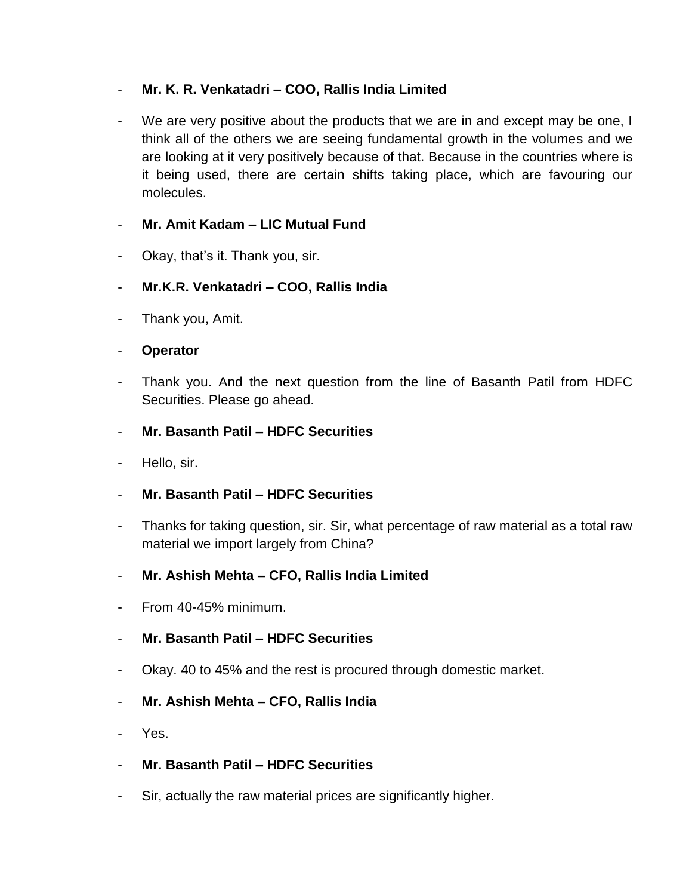- **Mr. K. R. Venkatadri – COO, Rallis India Limited**

- We are very positive about the products that we are in and except may be one, I think all of the others we are seeing fundamental growth in the volumes and we are looking at it very positively because of that. Because in the countries where is it being used, there are certain shifts taking place, which are favouring our molecules.

- **Mr. Amit Kadam – LIC Mutual Fund**

- Okay, that's it. Thank you, sir.

- **Mr.K.R. Venkatadri – COO, Rallis India**

- Thank you, Amit.

- **Operator**

- Thank you. And the next question from the line of Basanth Patil from HDFC Securities. Please go ahead.

- **Mr. Basanth Patil – HDFC Securities**

- Hello, sir.

- **Mr. Basanth Patil – HDFC Securities**

- Thanks for taking question, sir. Sir, what percentage of raw material as a total raw material we import largely from China?

- **Mr. Ashish Mehta – CFO, Rallis India Limited**

- From 40-45% minimum.

- **Mr. Basanth Patil – HDFC Securities**

- Okay. 40 to 45% and the rest is procured through domestic market.

- **Mr. Ashish Mehta – CFO, Rallis India**

- Yes.

- **Mr. Basanth Patil – HDFC Securities**

- Sir, actually the raw material prices are significantly higher.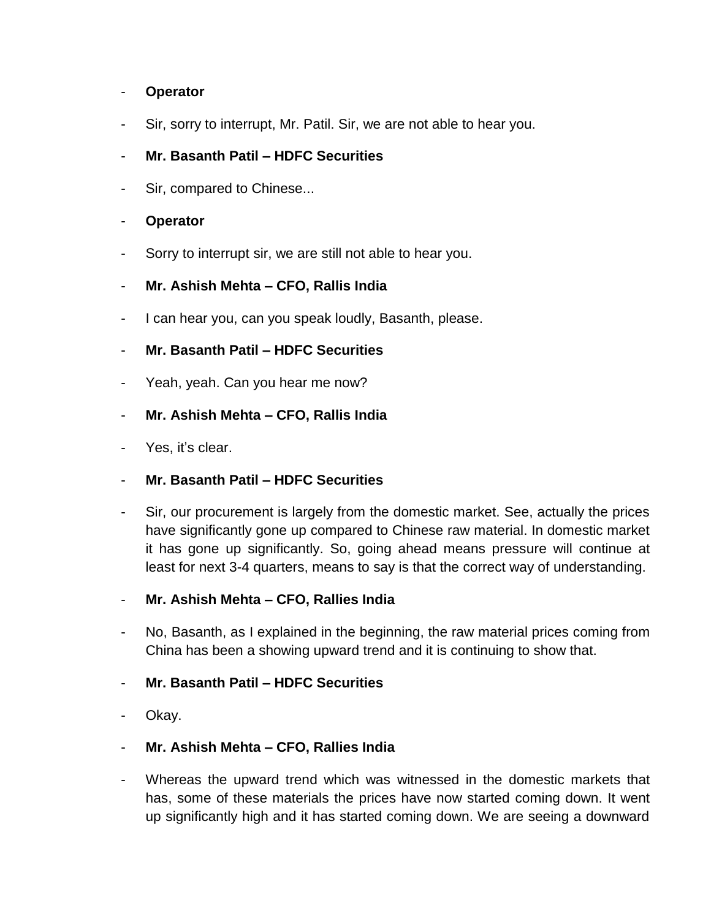- **Operator**

- Sir, sorry to interrupt, Mr. Patil. Sir, we are not able to hear you.

- **Mr. Basanth Patil – HDFC Securities**

- Sir, compared to Chinese...

- **Operator**

- Sorry to interrupt sir, we are still not able to hear you.

- **Mr. Ashish Mehta – CFO, Rallis India**

- I can hear you, can you speak loudly, Basanth, please.

- **Mr. Basanth Patil – HDFC Securities**

- Yeah, yeah. Can you hear me now?

- **Mr. Ashish Mehta – CFO, Rallis India**

- Yes, it's clear.

- **Mr. Basanth Patil – HDFC Securities**

- Sir, our procurement is largely from the domestic market. See, actually the prices have significantly gone up compared to Chinese raw material. In domestic market it has gone up significantly. So, going ahead means pressure will continue at least for next 3-4 quarters, means to say is that the correct way of understanding.

- **Mr. Ashish Mehta – CFO, Rallies India**

- No, Basanth, as I explained in the beginning, the raw material prices coming from China has been a showing upward trend and it is continuing to show that.

- **Mr. Basanth Patil – HDFC Securities**

- Okay.

- **Mr. Ashish Mehta – CFO, Rallies India**

- Whereas the upward trend which was witnessed in the domestic markets that has, some of these materials the prices have now started coming down. It went up significantly high and it has started coming down. We are seeing a downward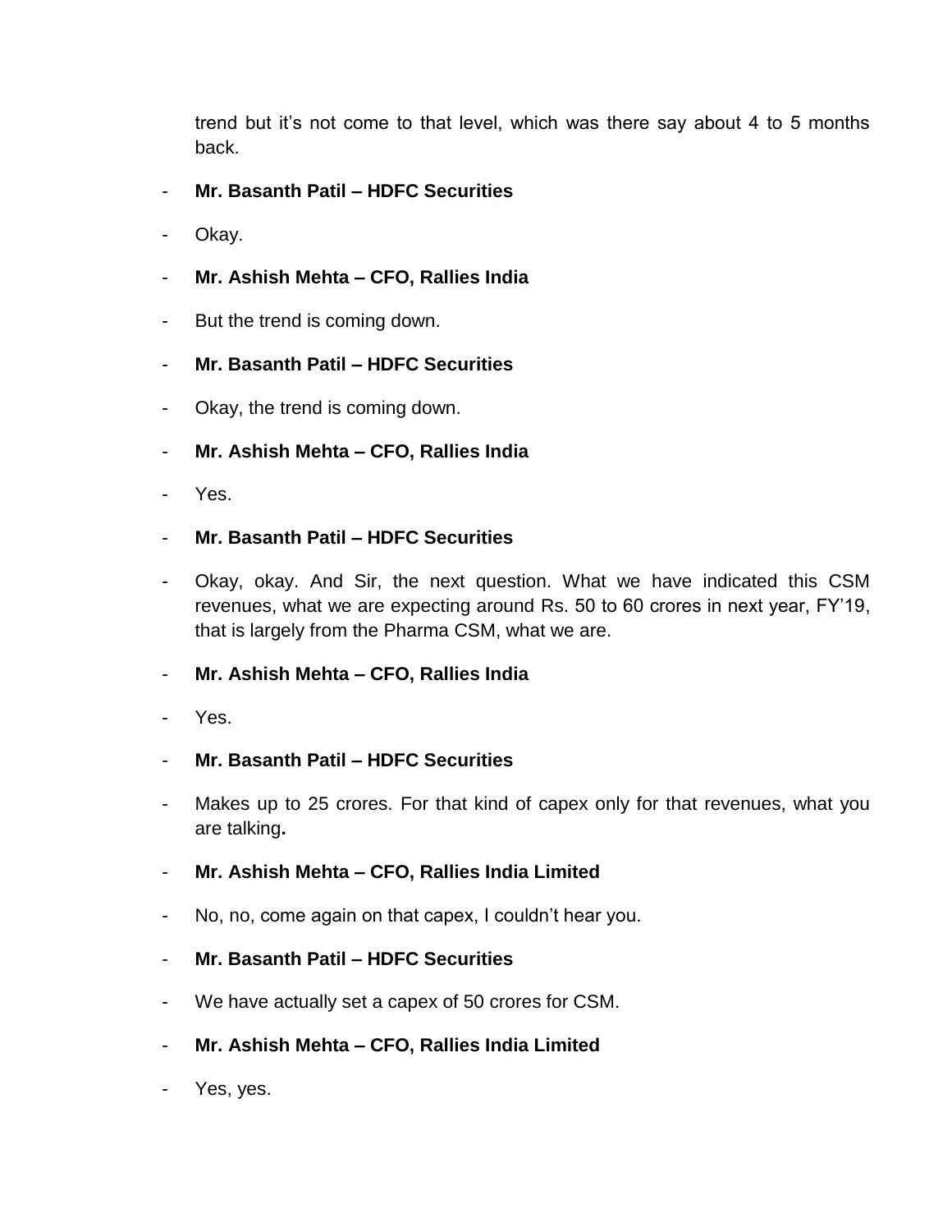trend but it's not come to that level, which was there say about 4 to 5 months back.

- **Mr. Basanth Patil – HDFC Securities**
- Okay.
- **Mr. Ashish Mehta – CFO, Rallies India**
- But the trend is coming down.
- **Mr. Basanth Patil – HDFC Securities**
- Okay, the trend is coming down.
- **Mr. Ashish Mehta – CFO, Rallies India**
- Yes.
- **Mr. Basanth Patil – HDFC Securities**
- Okay, okay. And Sir, the next question. What we have indicated this CSM revenues, what we are expecting around Rs. 50 to 60 crores in next year, FY'19, that is largely from the Pharma CSM, what we are.
- **Mr. Ashish Mehta – CFO, Rallies India**
- Yes.
- **Mr. Basanth Patil – HDFC Securities**
- Makes up to 25 crores. For that kind of capex only for that revenues, what you are talking**.**
- **Mr. Ashish Mehta – CFO, Rallies India Limited**
- No, no, come again on that capex, I couldn't hear you.
- **Mr. Basanth Patil – HDFC Securities**
- We have actually set a capex of 50 crores for CSM.
- **Mr. Ashish Mehta – CFO, Rallies India Limited**
- Yes, yes.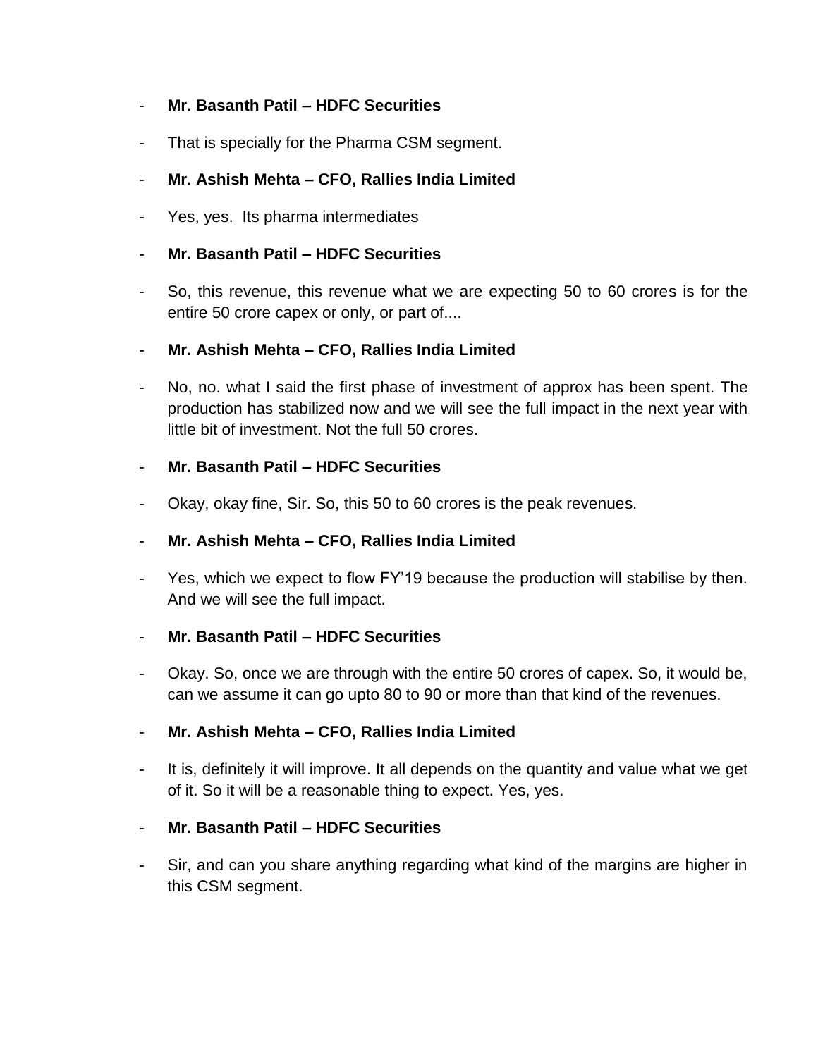- **Mr. Basanth Patil – HDFC Securities**

- That is specially for the Pharma CSM segment.

- **Mr. Ashish Mehta – CFO, Rallies India Limited**

- Yes, yes. Its pharma intermediates

- **Mr. Basanth Patil – HDFC Securities**

- So, this revenue, this revenue what we are expecting 50 to 60 crores is for the entire 50 crore capex or only, or part of....

- **Mr. Ashish Mehta – CFO, Rallies India Limited**

- No, no. what I said the first phase of investment of approx has been spent. The production has stabilized now and we will see the full impact in the next year with little bit of investment. Not the full 50 crores.

- **Mr. Basanth Patil – HDFC Securities**

- Okay, okay fine, Sir. So, this 50 to 60 crores is the peak revenues.

- **Mr. Ashish Mehta – CFO, Rallies India Limited**

- Yes, which we expect to flow FY'19 because the production will stabilise by then. And we will see the full impact.

- **Mr. Basanth Patil – HDFC Securities**

- Okay. So, once we are through with the entire 50 crores of capex. So, it would be, can we assume it can go upto 80 to 90 or more than that kind of the revenues.

- **Mr. Ashish Mehta – CFO, Rallies India Limited**

- It is, definitely it will improve. It all depends on the quantity and value what we get of it. So it will be a reasonable thing to expect. Yes, yes.

- **Mr. Basanth Patil – HDFC Securities**

- Sir, and can you share anything regarding what kind of the margins are higher in this CSM segment.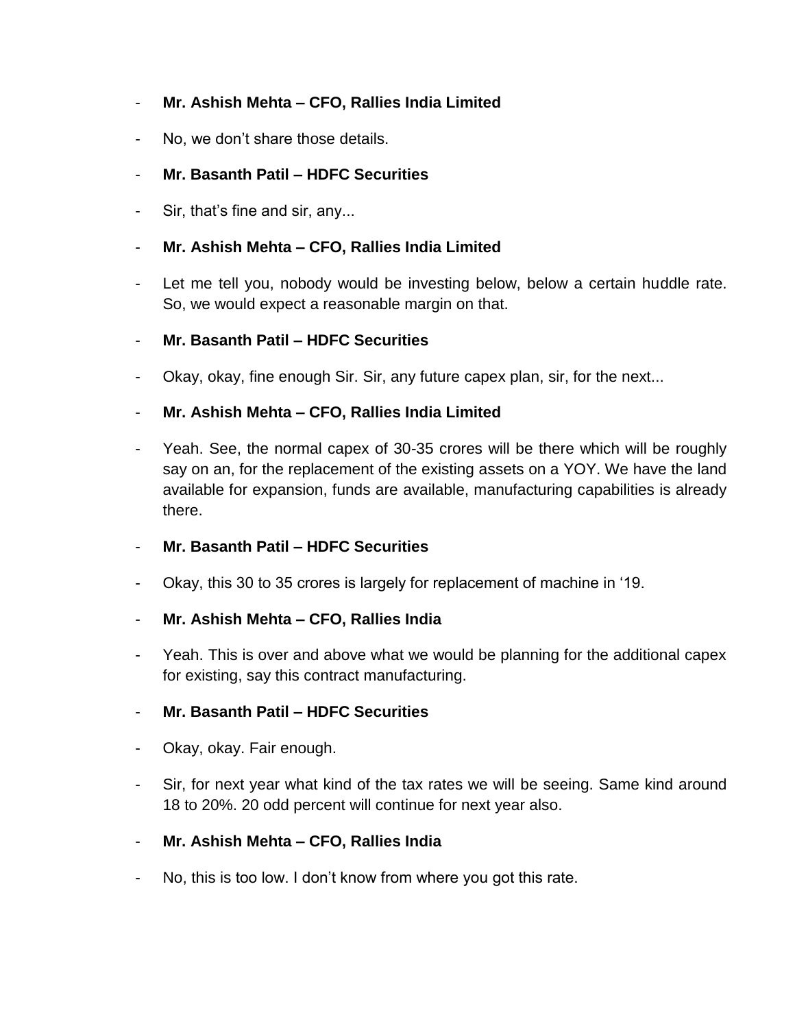- **Mr. Ashish Mehta – CFO, Rallies India Limited**

- No, we don't share those details.

- **Mr. Basanth Patil – HDFC Securities**

- Sir, that's fine and sir, any...

- **Mr. Ashish Mehta – CFO, Rallies India Limited**

- Let me tell you, nobody would be investing below, below a certain huddle rate. So, we would expect a reasonable margin on that.

- **Mr. Basanth Patil – HDFC Securities**

- Okay, okay, fine enough Sir. Sir, any future capex plan, sir, for the next...

- **Mr. Ashish Mehta – CFO, Rallies India Limited**

- Yeah. See, the normal capex of 30-35 crores will be there which will be roughly say on an, for the replacement of the existing assets on a YOY. We have the land available for expansion, funds are available, manufacturing capabilities is already there.

- **Mr. Basanth Patil – HDFC Securities**

- Okay, this 30 to 35 crores is largely for replacement of machine in '19.

- **Mr. Ashish Mehta – CFO, Rallies India**

- Yeah. This is over and above what we would be planning for the additional capex for existing, say this contract manufacturing.

- **Mr. Basanth Patil – HDFC Securities**

- Okay, okay. Fair enough.

- Sir, for next year what kind of the tax rates we will be seeing. Same kind around 18 to 20%. 20 odd percent will continue for next year also.

- **Mr. Ashish Mehta – CFO, Rallies India**

- No, this is too low. I don't know from where you got this rate.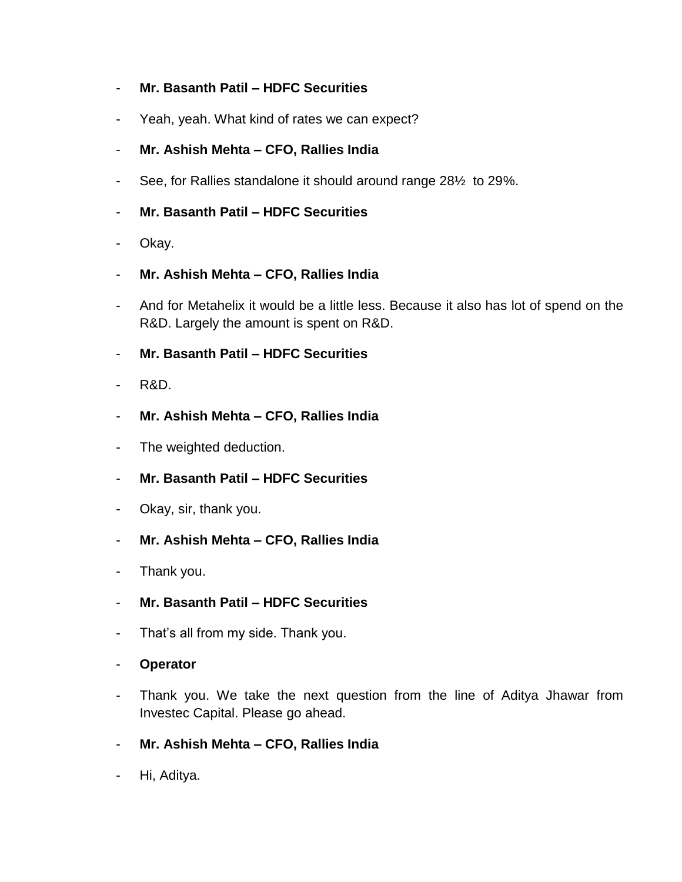- **Mr. Basanth Patil – HDFC Securities**
- Yeah, yeah. What kind of rates we can expect?
- **Mr. Ashish Mehta – CFO, Rallies India**
- See, for Rallies standalone it should around range 28½ to 29%.
- **Mr. Basanth Patil – HDFC Securities**
- Okay.
- **Mr. Ashish Mehta – CFO, Rallies India**
- And for Metahelix it would be a little less. Because it also has lot of spend on the R&D. Largely the amount is spent on R&D.
- **Mr. Basanth Patil – HDFC Securities**
- R&D.
- **Mr. Ashish Mehta – CFO, Rallies India**
- The weighted deduction.
- **Mr. Basanth Patil – HDFC Securities**
- Okay, sir, thank you.
- **Mr. Ashish Mehta – CFO, Rallies India**
- Thank you.
- **Mr. Basanth Patil – HDFC Securities**
- That's all from my side. Thank you.
- **Operator**
- Thank you. We take the next question from the line of Aditya Jhawar from Investec Capital. Please go ahead.
- **Mr. Ashish Mehta – CFO, Rallies India**
- Hi, Aditya.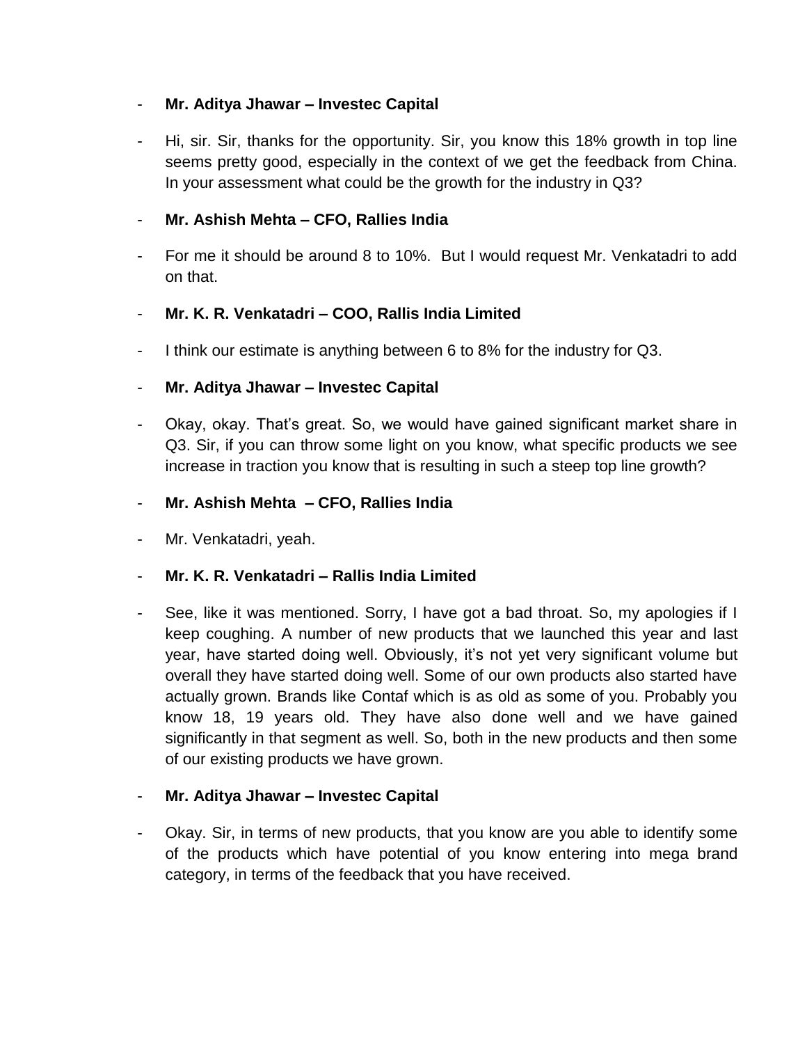- **Mr. Aditya Jhawar – Investec Capital**

- Hi, sir. Sir, thanks for the opportunity. Sir, you know this 18% growth in top line seems pretty good, especially in the context of we get the feedback from China. In your assessment what could be the growth for the industry in Q3?

- **Mr. Ashish Mehta – CFO, Rallies India**

- For me it should be around 8 to 10%. But I would request Mr. Venkatadri to add on that.

- **Mr. K. R. Venkatadri – COO, Rallis India Limited**

- I think our estimate is anything between 6 to 8% for the industry for Q3.

- **Mr. Aditya Jhawar – Investec Capital**

- Okay, okay. That's great. So, we would have gained significant market share in Q3. Sir, if you can throw some light on you know, what specific products we see increase in traction you know that is resulting in such a steep top line growth?

- **Mr. Ashish Mehta – CFO, Rallies India**

- Mr. Venkatadri, yeah.

- **Mr. K. R. Venkatadri – Rallis India Limited**

- See, like it was mentioned. Sorry, I have got a bad throat. So, my apologies if I keep coughing. A number of new products that we launched this year and last year, have started doing well. Obviously, it's not yet very significant volume but overall they have started doing well. Some of our own products also started have actually grown. Brands like Contaf which is as old as some of you. Probably you know 18, 19 years old. They have also done well and we have gained significantly in that segment as well. So, both in the new products and then some of our existing products we have grown.

- **Mr. Aditya Jhawar – Investec Capital**

- Okay. Sir, in terms of new products, that you know are you able to identify some of the products which have potential of you know entering into mega brand category, in terms of the feedback that you have received.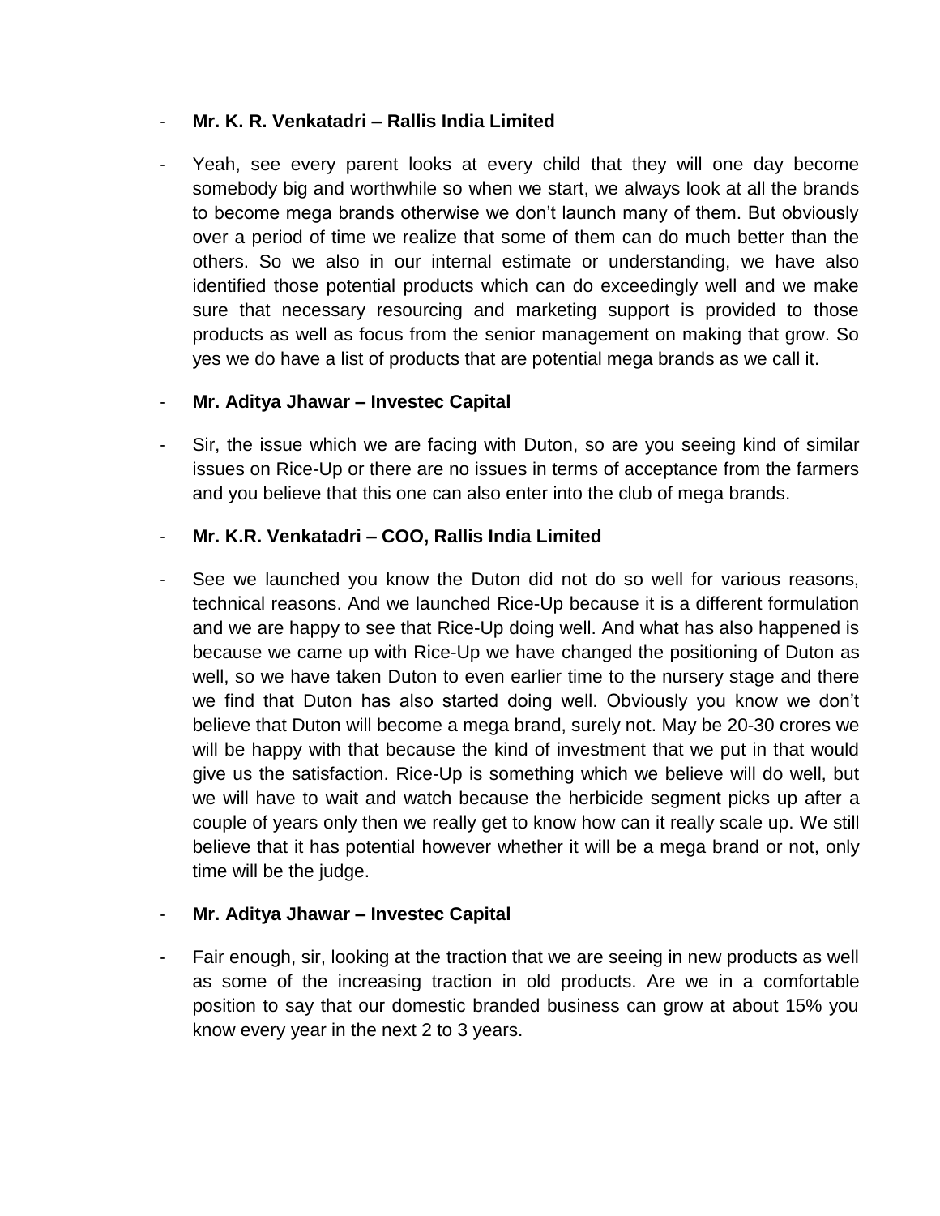- **Mr. K. R. Venkatadri – Rallis India Limited**

- Yeah, see every parent looks at every child that they will one day become somebody big and worthwhile so when we start, we always look at all the brands to become mega brands otherwise we don't launch many of them. But obviously over a period of time we realize that some of them can do much better than the others. So we also in our internal estimate or understanding, we have also identified those potential products which can do exceedingly well and we make sure that necessary resourcing and marketing support is provided to those products as well as focus from the senior management on making that grow. So yes we do have a list of products that are potential mega brands as we call it.

- **Mr. Aditya Jhawar – Investec Capital**

- Sir, the issue which we are facing with Duton, so are you seeing kind of similar issues on Rice-Up or there are no issues in terms of acceptance from the farmers and you believe that this one can also enter into the club of mega brands.

- **Mr. K.R. Venkatadri – COO, Rallis India Limited**

- See we launched you know the Duton did not do so well for various reasons, technical reasons. And we launched Rice-Up because it is a different formulation and we are happy to see that Rice-Up doing well. And what has also happened is because we came up with Rice-Up we have changed the positioning of Duton as well, so we have taken Duton to even earlier time to the nursery stage and there we find that Duton has also started doing well. Obviously you know we don't believe that Duton will become a mega brand, surely not. May be 20-30 crores we will be happy with that because the kind of investment that we put in that would give us the satisfaction. Rice-Up is something which we believe will do well, but we will have to wait and watch because the herbicide segment picks up after a couple of years only then we really get to know how can it really scale up. We still believe that it has potential however whether it will be a mega brand or not, only time will be the judge.

- **Mr. Aditya Jhawar – Investec Capital**

- Fair enough, sir, looking at the traction that we are seeing in new products as well as some of the increasing traction in old products. Are we in a comfortable position to say that our domestic branded business can grow at about 15% you know every year in the next 2 to 3 years.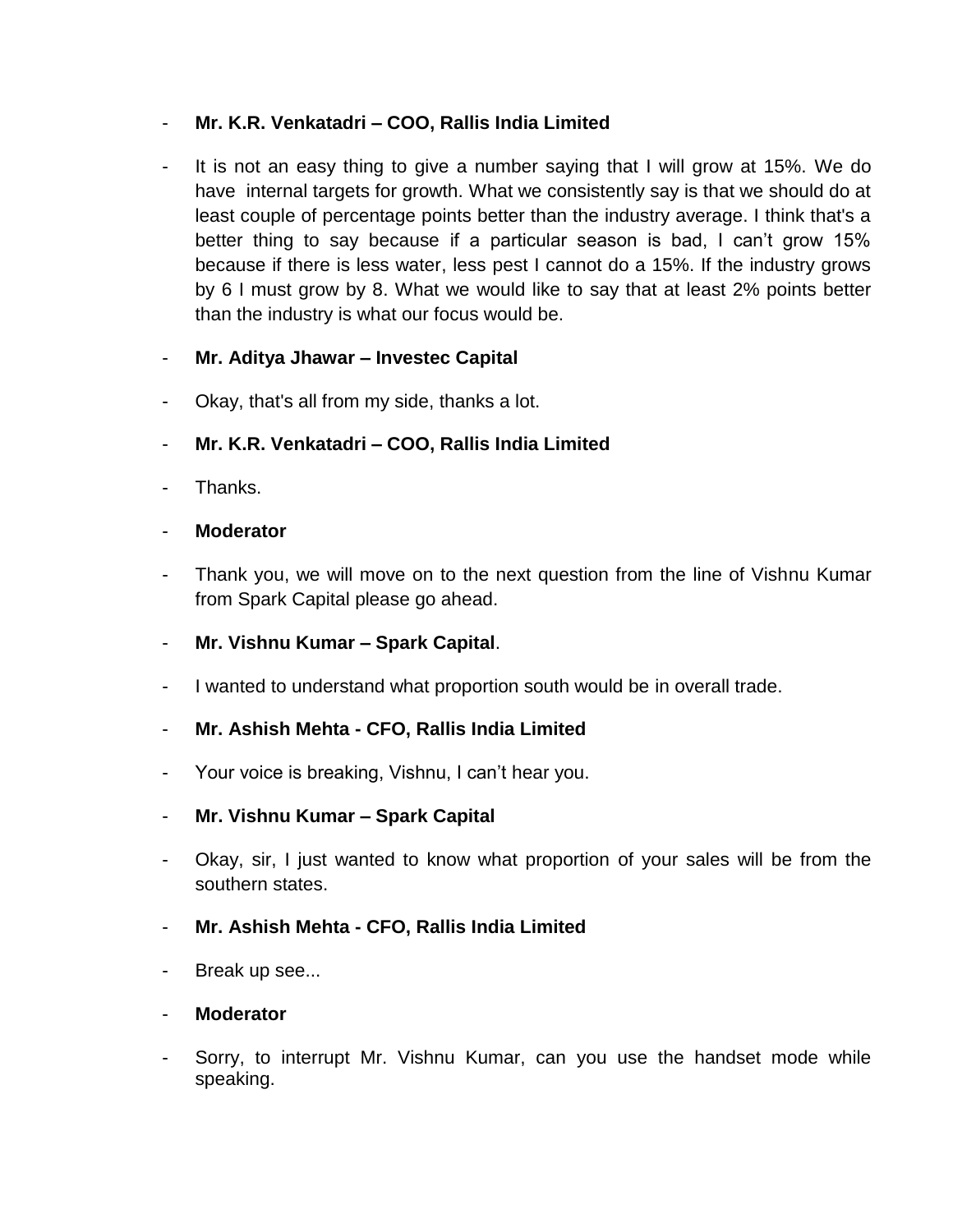- **Mr. K.R. Venkatadri – COO, Rallis India Limited**

- It is not an easy thing to give a number saying that I will grow at 15%. We do have internal targets for growth. What we consistently say is that we should do at least couple of percentage points better than the industry average. I think that's a better thing to say because if a particular season is bad, I can't grow 15% because if there is less water, less pest I cannot do a 15%. If the industry grows by 6 I must grow by 8. What we would like to say that at least 2% points better than the industry is what our focus would be.

- **Mr. Aditya Jhawar – Investec Capital**

- Okay, that's all from my side, thanks a lot.

- **Mr. K.R. Venkatadri – COO, Rallis India Limited**

- Thanks.

- **Moderator**

- Thank you, we will move on to the next question from the line of Vishnu Kumar from Spark Capital please go ahead.

- **Mr. Vishnu Kumar – Spark Capital**.

- I wanted to understand what proportion south would be in overall trade.

- **Mr. Ashish Mehta - CFO, Rallis India Limited**

- Your voice is breaking, Vishnu, I can't hear you.

- **Mr. Vishnu Kumar – Spark Capital**

- Okay, sir, I just wanted to know what proportion of your sales will be from the southern states.

- **Mr. Ashish Mehta - CFO, Rallis India Limited**

- Break up see...

- **Moderator**

- Sorry, to interrupt Mr. Vishnu Kumar, can you use the handset mode while speaking.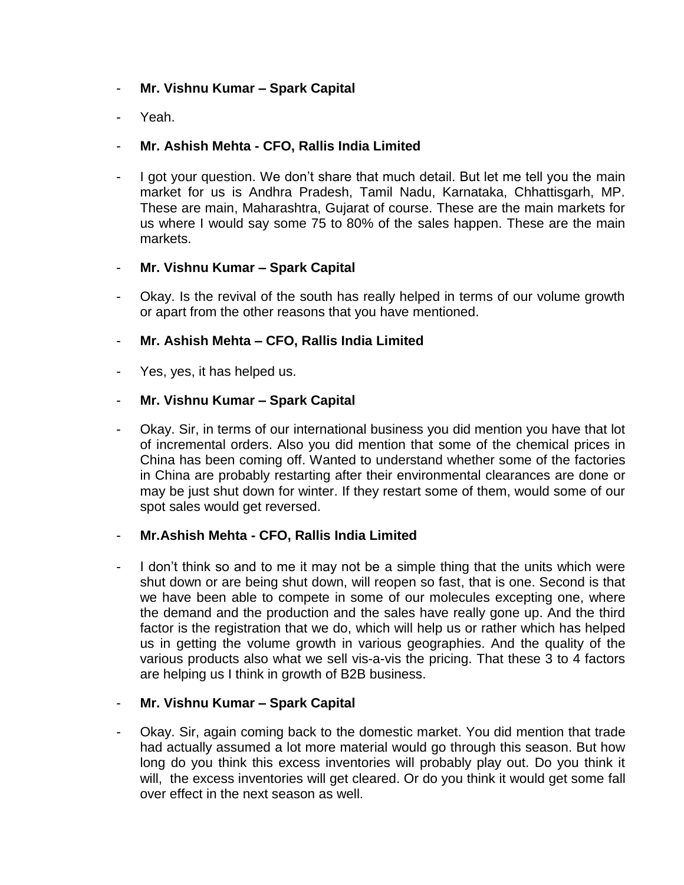- **Mr. Vishnu Kumar – Spark Capital**

- Yeah.

- **Mr. Ashish Mehta - CFO, Rallis India Limited**

- I got your question. We don't share that much detail. But let me tell you the main market for us is Andhra Pradesh, Tamil Nadu, Karnataka, Chhattisgarh, MP. These are main, Maharashtra, Gujarat of course. These are the main markets for us where I would say some 75 to 80% of the sales happen. These are the main markets.

- **Mr. Vishnu Kumar – Spark Capital**

- Okay. Is the revival of the south has really helped in terms of our volume growth or apart from the other reasons that you have mentioned.

- **Mr. Ashish Mehta – CFO, Rallis India Limited**

- Yes, yes, it has helped us.

- **Mr. Vishnu Kumar – Spark Capital**

- Okay. Sir, in terms of our international business you did mention you have that lot of incremental orders. Also you did mention that some of the chemical prices in China has been coming off. Wanted to understand whether some of the factories in China are probably restarting after their environmental clearances are done or may be just shut down for winter. If they restart some of them, would some of our spot sales would get reversed.

- **Mr.Ashish Mehta - CFO, Rallis India Limited**

- I don't think so and to me it may not be a simple thing that the units which were shut down or are being shut down, will reopen so fast, that is one. Second is that we have been able to compete in some of our molecules excepting one, where the demand and the production and the sales have really gone up. And the third factor is the registration that we do, which will help us or rather which has helped us in getting the volume growth in various geographies. And the quality of the various products also what we sell vis-a-vis the pricing. That these 3 to 4 factors are helping us I think in growth of B2B business.

- **Mr. Vishnu Kumar – Spark Capital**

- Okay. Sir, again coming back to the domestic market. You did mention that trade had actually assumed a lot more material would go through this season. But how long do you think this excess inventories will probably play out. Do you think it will, the excess inventories will get cleared. Or do you think it would get some fall over effect in the next season as well.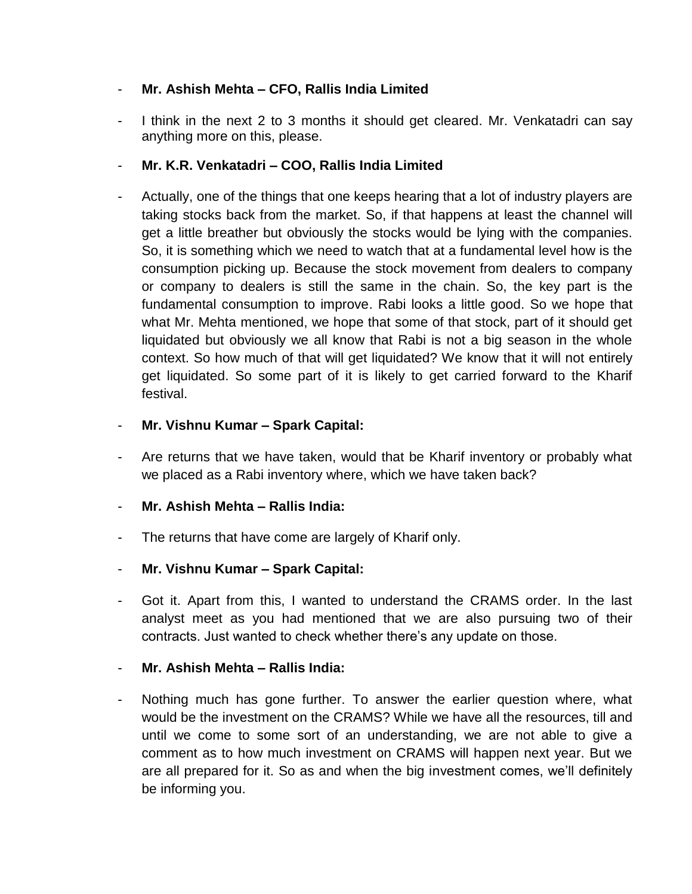- **Mr. Ashish Mehta – CFO, Rallis India Limited**

- I think in the next 2 to 3 months it should get cleared. Mr. Venkatadri can say anything more on this, please.

- **Mr. K.R. Venkatadri – COO, Rallis India Limited**

- Actually, one of the things that one keeps hearing that a lot of industry players are taking stocks back from the market. So, if that happens at least the channel will get a little breather but obviously the stocks would be lying with the companies. So, it is something which we need to watch that at a fundamental level how is the consumption picking up. Because the stock movement from dealers to company or company to dealers is still the same in the chain. So, the key part is the fundamental consumption to improve. Rabi looks a little good. So we hope that what Mr. Mehta mentioned, we hope that some of that stock, part of it should get liquidated but obviously we all know that Rabi is not a big season in the whole context. So how much of that will get liquidated? We know that it will not entirely get liquidated. So some part of it is likely to get carried forward to the Kharif festival.

- **Mr. Vishnu Kumar – Spark Capital:**

- Are returns that we have taken, would that be Kharif inventory or probably what we placed as a Rabi inventory where, which we have taken back?

- **Mr. Ashish Mehta – Rallis India:**

- The returns that have come are largely of Kharif only.

- **Mr. Vishnu Kumar – Spark Capital:**

- Got it. Apart from this, I wanted to understand the CRAMS order. In the last analyst meet as you had mentioned that we are also pursuing two of their contracts. Just wanted to check whether there's any update on those.

- **Mr. Ashish Mehta – Rallis India:**

- Nothing much has gone further. To answer the earlier question where, what would be the investment on the CRAMS? While we have all the resources, till and until we come to some sort of an understanding, we are not able to give a comment as to how much investment on CRAMS will happen next year. But we are all prepared for it. So as and when the big investment comes, we'll definitely be informing you.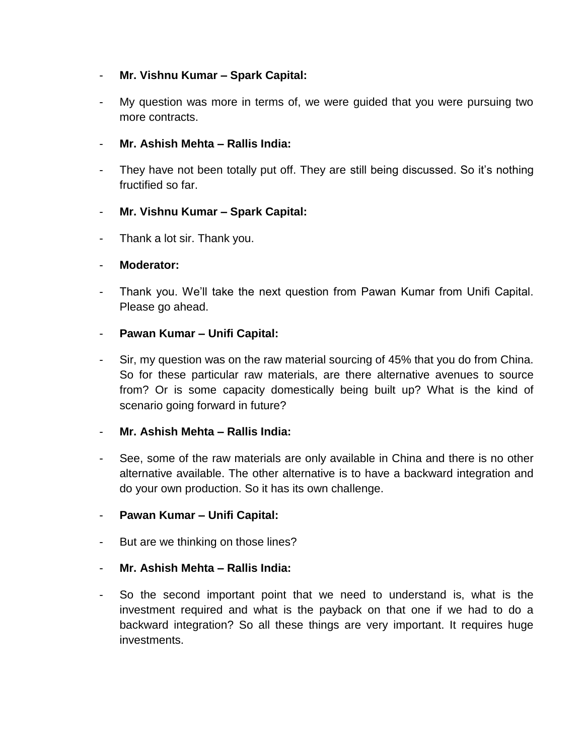- **Mr. Vishnu Kumar – Spark Capital:**

- My question was more in terms of, we were guided that you were pursuing two more contracts.

- **Mr. Ashish Mehta – Rallis India:**

- They have not been totally put off. They are still being discussed. So it's nothing fructified so far.

- **Mr. Vishnu Kumar – Spark Capital:**

- Thank a lot sir. Thank you.

- **Moderator:**

- Thank you. We'll take the next question from Pawan Kumar from Unifi Capital. Please go ahead.

- **Pawan Kumar – Unifi Capital:**

- Sir, my question was on the raw material sourcing of 45% that you do from China. So for these particular raw materials, are there alternative avenues to source from? Or is some capacity domestically being built up? What is the kind of scenario going forward in future?

- **Mr. Ashish Mehta – Rallis India:**

- See, some of the raw materials are only available in China and there is no other alternative available. The other alternative is to have a backward integration and do your own production. So it has its own challenge.

- **Pawan Kumar – Unifi Capital:**

- But are we thinking on those lines?

- **Mr. Ashish Mehta – Rallis India:**

- So the second important point that we need to understand is, what is the investment required and what is the payback on that one if we had to do a backward integration? So all these things are very important. It requires huge investments.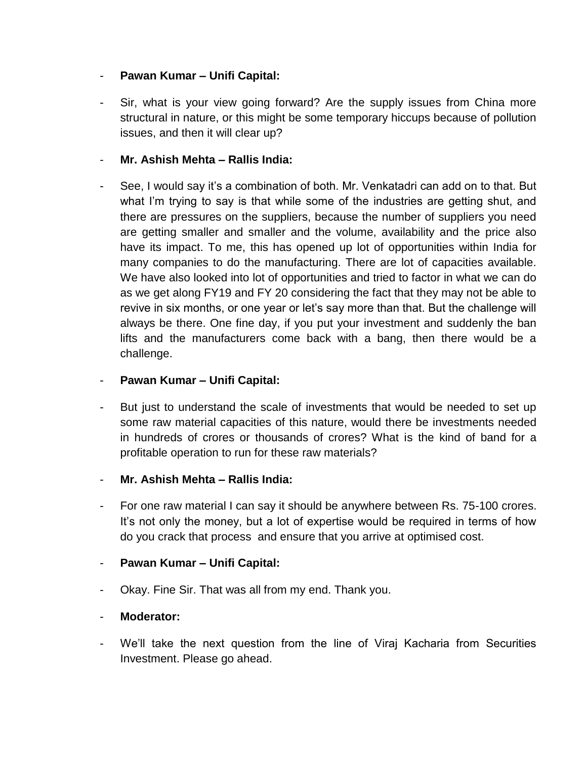- **Pawan Kumar – Unifi Capital:**

- Sir, what is your view going forward? Are the supply issues from China more structural in nature, or this might be some temporary hiccups because of pollution issues, and then it will clear up?

- **Mr. Ashish Mehta – Rallis India:**

- See, I would say it's a combination of both. Mr. Venkatadri can add on to that. But what I'm trying to say is that while some of the industries are getting shut, and there are pressures on the suppliers, because the number of suppliers you need are getting smaller and smaller and the volume, availability and the price also have its impact. To me, this has opened up lot of opportunities within India for many companies to do the manufacturing. There are lot of capacities available. We have also looked into lot of opportunities and tried to factor in what we can do as we get along FY19 and FY 20 considering the fact that they may not be able to revive in six months, or one year or let's say more than that. But the challenge will always be there. One fine day, if you put your investment and suddenly the ban lifts and the manufacturers come back with a bang, then there would be a challenge.

- **Pawan Kumar – Unifi Capital:**

- But just to understand the scale of investments that would be needed to set up some raw material capacities of this nature, would there be investments needed in hundreds of crores or thousands of crores? What is the kind of band for a profitable operation to run for these raw materials?

- **Mr. Ashish Mehta – Rallis India:**

- For one raw material I can say it should be anywhere between Rs. 75-100 crores. It's not only the money, but a lot of expertise would be required in terms of how do you crack that process and ensure that you arrive at optimised cost.

- **Pawan Kumar – Unifi Capital:**

- Okay. Fine Sir. That was all from my end. Thank you.

- **Moderator:**

- We'll take the next question from the line of Viraj Kacharia from Securities Investment. Please go ahead.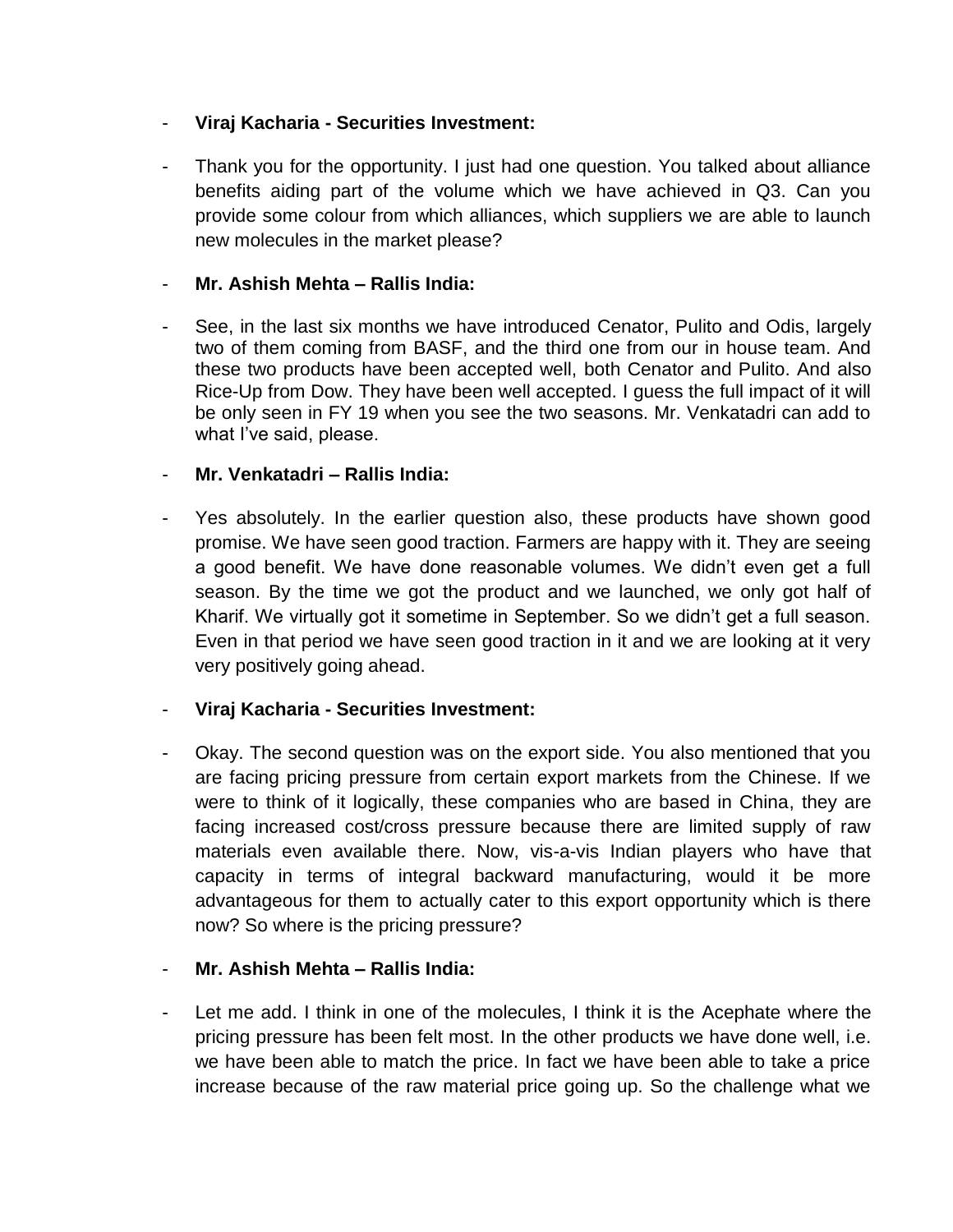- **Viraj Kacharia - Securities Investment:**

- Thank you for the opportunity. I just had one question. You talked about alliance benefits aiding part of the volume which we have achieved in Q3. Can you provide some colour from which alliances, which suppliers we are able to launch new molecules in the market please?

- **Mr. Ashish Mehta – Rallis India:**

- See, in the last six months we have introduced Cenator, Pulito and Odis, largely two of them coming from BASF, and the third one from our in house team. And these two products have been accepted well, both Cenator and Pulito. And also Rice-Up from Dow. They have been well accepted. I guess the full impact of it will be only seen in FY 19 when you see the two seasons. Mr. Venkatadri can add to what I've said, please.

- **Mr. Venkatadri – Rallis India:**

- Yes absolutely. In the earlier question also, these products have shown good promise. We have seen good traction. Farmers are happy with it. They are seeing a good benefit. We have done reasonable volumes. We didn't even get a full season. By the time we got the product and we launched, we only got half of Kharif. We virtually got it sometime in September. So we didn't get a full season. Even in that period we have seen good traction in it and we are looking at it very very positively going ahead.

- **Viraj Kacharia - Securities Investment:**

- Okay. The second question was on the export side. You also mentioned that you are facing pricing pressure from certain export markets from the Chinese. If we were to think of it logically, these companies who are based in China, they are facing increased cost/cross pressure because there are limited supply of raw materials even available there. Now, vis-a-vis Indian players who have that capacity in terms of integral backward manufacturing, would it be more advantageous for them to actually cater to this export opportunity which is there now? So where is the pricing pressure?

- **Mr. Ashish Mehta – Rallis India:**

- Let me add. I think in one of the molecules, I think it is the Acephate where the pricing pressure has been felt most. In the other products we have done well, i.e. we have been able to match the price. In fact we have been able to take a price increase because of the raw material price going up. So the challenge what we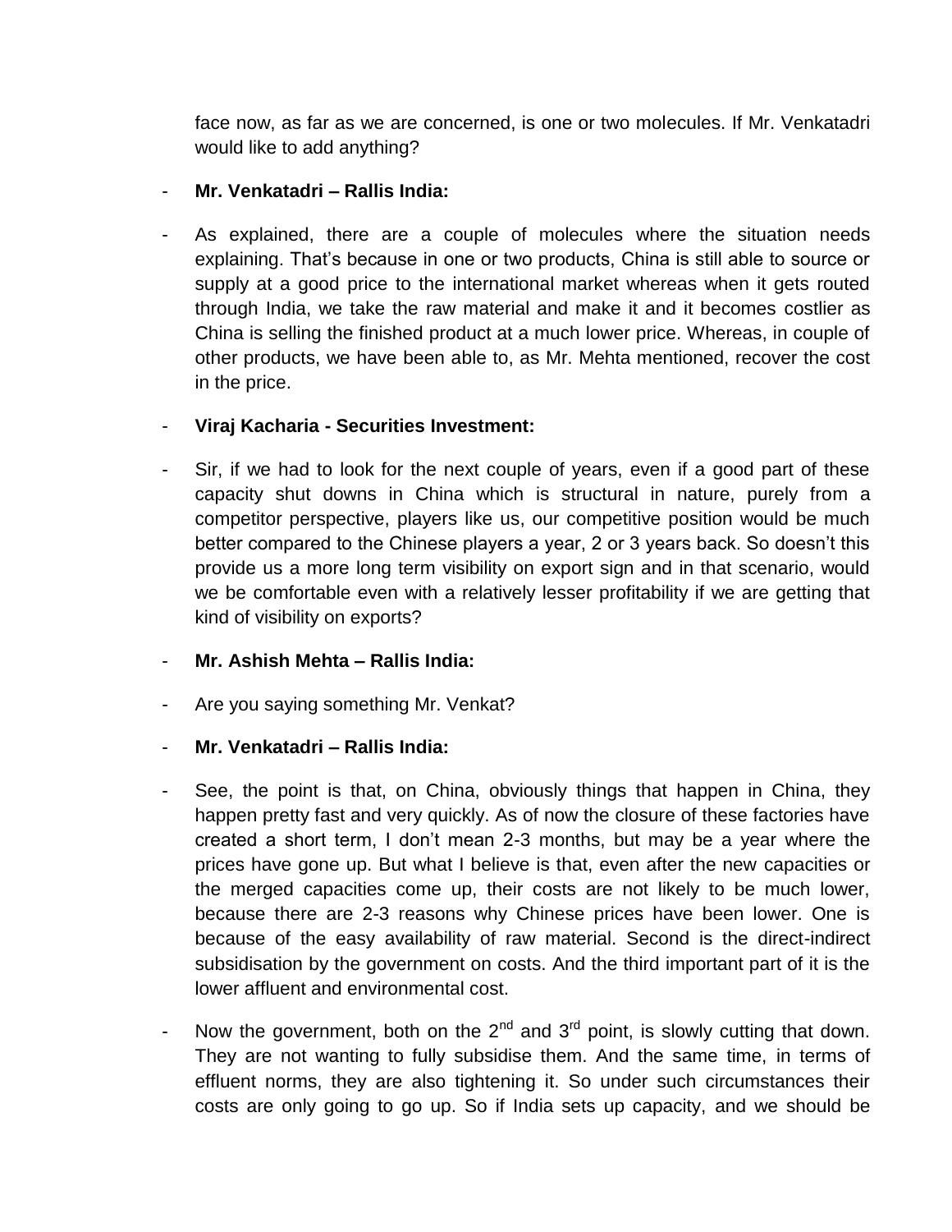face now, as far as we are concerned, is one or two molecules. If Mr. Venkatadri would like to add anything?

- **Mr. Venkatadri – Rallis India:**

- As explained, there are a couple of molecules where the situation needs explaining. That's because in one or two products, China is still able to source or supply at a good price to the international market whereas when it gets routed through India, we take the raw material and make it and it becomes costlier as China is selling the finished product at a much lower price. Whereas, in couple of other products, we have been able to, as Mr. Mehta mentioned, recover the cost in the price.

- **Viraj Kacharia - Securities Investment:**

- Sir, if we had to look for the next couple of years, even if a good part of these capacity shut downs in China which is structural in nature, purely from a competitor perspective, players like us, our competitive position would be much better compared to the Chinese players a year, 2 or 3 years back. So doesn't this provide us a more long term visibility on export sign and in that scenario, would we be comfortable even with a relatively lesser profitability if we are getting that kind of visibility on exports?

- **Mr. Ashish Mehta – Rallis India:**

- Are you saying something Mr. Venkat?

- **Mr. Venkatadri – Rallis India:**

- See, the point is that, on China, obviously things that happen in China, they happen pretty fast and very quickly. As of now the closure of these factories have created a short term, I don't mean 2-3 months, but may be a year where the prices have gone up. But what I believe is that, even after the new capacities or the merged capacities come up, their costs are not likely to be much lower, because there are 2-3 reasons why Chinese prices have been lower. One is because of the easy availability of raw material. Second is the direct-indirect subsidisation by the government on costs. And the third important part of it is the lower affluent and environmental cost.

- Now the government, both on the 2nd and 3rd point, is slowly cutting that down. They are not wanting to fully subsidise them. And the same time, in terms of effluent norms, they are also tightening it. So under such circumstances their costs are only going to go up. So if India sets up capacity, and we should be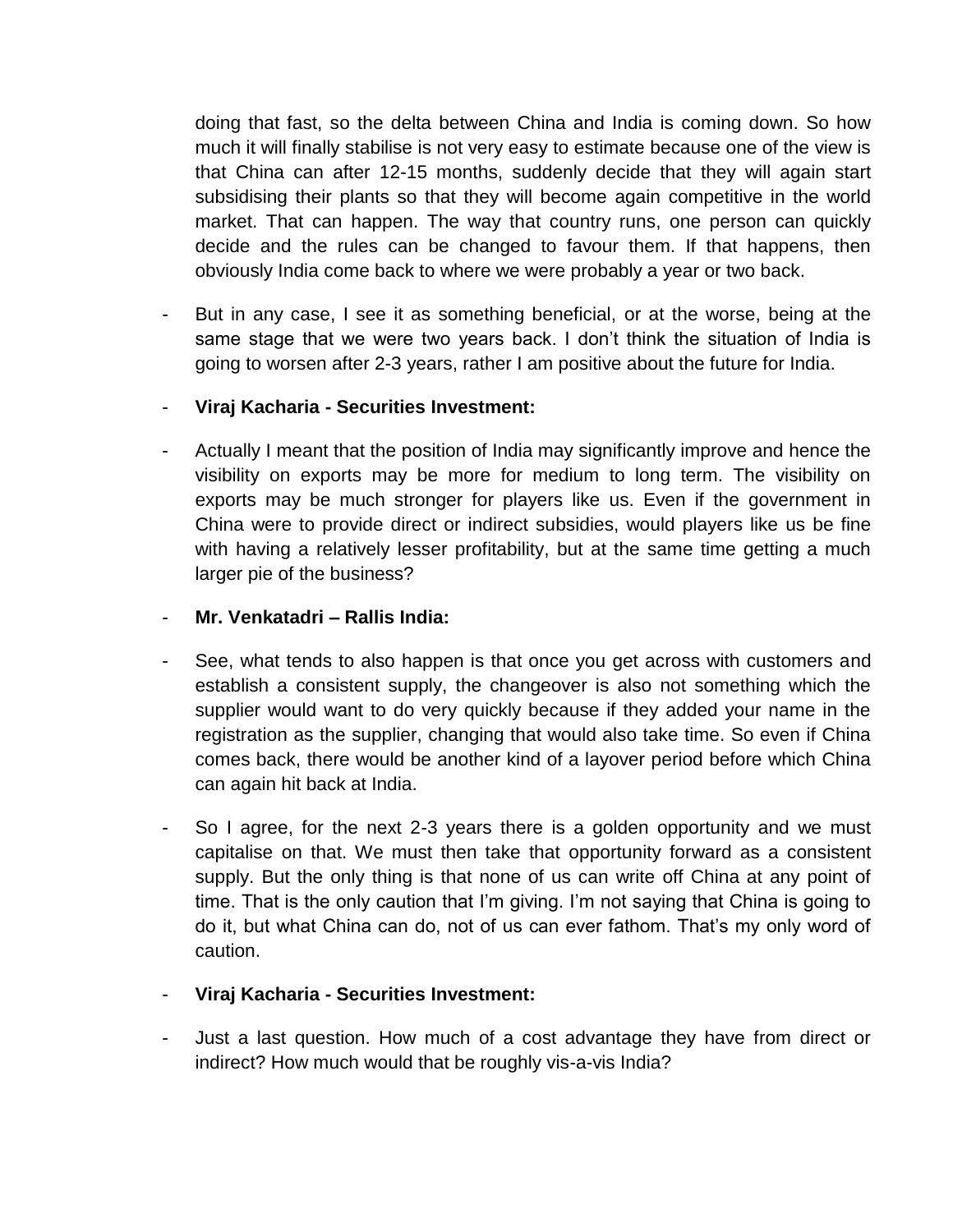doing that fast, so the delta between China and India is coming down. So how much it will finally stabilise is not very easy to estimate because one of the view is that China can after 12-15 months, suddenly decide that they will again start subsidising their plants so that they will become again competitive in the world market. That can happen. The way that country runs, one person can quickly decide and the rules can be changed to favour them. If that happens, then obviously India come back to where we were probably a year or two back.

- But in any case, I see it as something beneficial, or at the worse, being at the same stage that we were two years back. I don't think the situation of India is going to worsen after 2-3 years, rather I am positive about the future for India.

- **Viraj Kacharia - Securities Investment:**

- Actually I meant that the position of India may significantly improve and hence the visibility on exports may be more for medium to long term. The visibility on exports may be much stronger for players like us. Even if the government in China were to provide direct or indirect subsidies, would players like us be fine with having a relatively lesser profitability, but at the same time getting a much larger pie of the business?

- **Mr. Venkatadri – Rallis India:**

- See, what tends to also happen is that once you get across with customers and establish a consistent supply, the changeover is also not something which the supplier would want to do very quickly because if they added your name in the registration as the supplier, changing that would also take time. So even if China comes back, there would be another kind of a layover period before which China can again hit back at India.

- So I agree, for the next 2-3 years there is a golden opportunity and we must capitalise on that. We must then take that opportunity forward as a consistent supply. But the only thing is that none of us can write off China at any point of time. That is the only caution that I'm giving. I'm not saying that China is going to do it, but what China can do, not of us can ever fathom. That's my only word of caution.

- **Viraj Kacharia - Securities Investment:**

- Just a last question. How much of a cost advantage they have from direct or indirect? How much would that be roughly vis-a-vis India?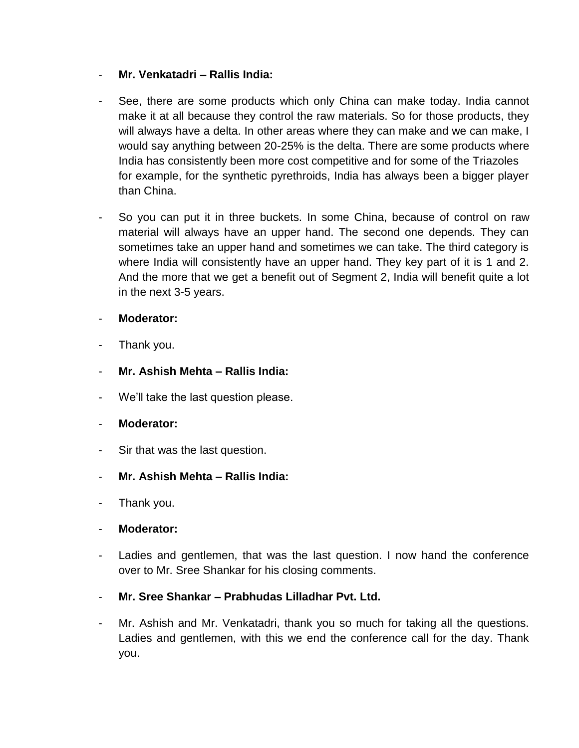- **Mr. Venkatadri – Rallis India:**

- See, there are some products which only China can make today. India cannot make it at all because they control the raw materials. So for those products, they will always have a delta. In other areas where they can make and we can make, I would say anything between 20-25% is the delta. There are some products where India has consistently been more cost competitive and for some of the Triazoles for example, for the synthetic pyrethroids, India has always been a bigger player than China.

- So you can put it in three buckets. In some China, because of control on raw material will always have an upper hand. The second one depends. They can sometimes take an upper hand and sometimes we can take. The third category is where India will consistently have an upper hand. They key part of it is 1 and 2. And the more that we get a benefit out of Segment 2, India will benefit quite a lot in the next 3-5 years.

- **Moderator:**

- Thank you.

- **Mr. Ashish Mehta – Rallis India:**

- We'll take the last question please.

- **Moderator:**

- Sir that was the last question.

- **Mr. Ashish Mehta – Rallis India:**

- Thank you.

- **Moderator:**

- Ladies and gentlemen, that was the last question. I now hand the conference over to Mr. Sree Shankar for his closing comments.

- **Mr. Sree Shankar – Prabhudas Lilladhar Pvt. Ltd.**

- Mr. Ashish and Mr. Venkatadri, thank you so much for taking all the questions. Ladies and gentlemen, with this we end the conference call for the day. Thank you.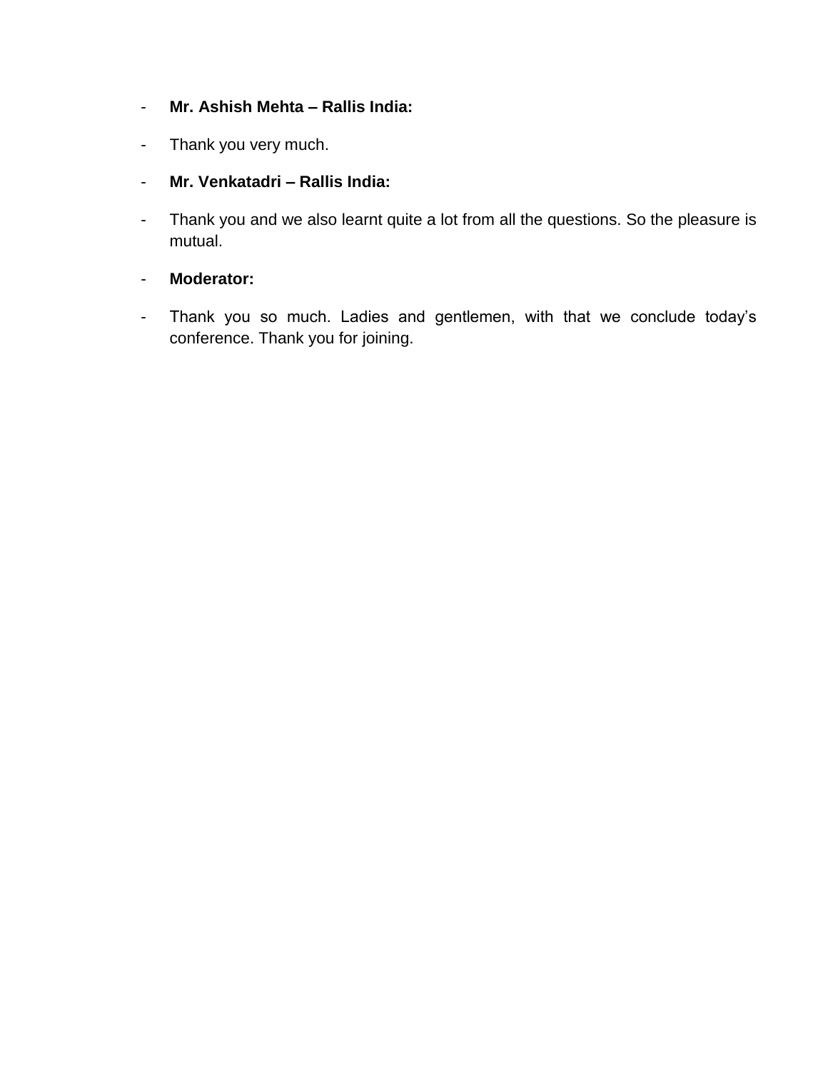- **Mr. Ashish Mehta – Rallis India:**

- Thank you very much.

- **Mr. Venkatadri – Rallis India:**

- Thank you and we also learnt quite a lot from all the questions. So the pleasure is mutual.

- **Moderator:**

- Thank you so much. Ladies and gentlemen, with that we conclude today's conference. Thank you for joining.